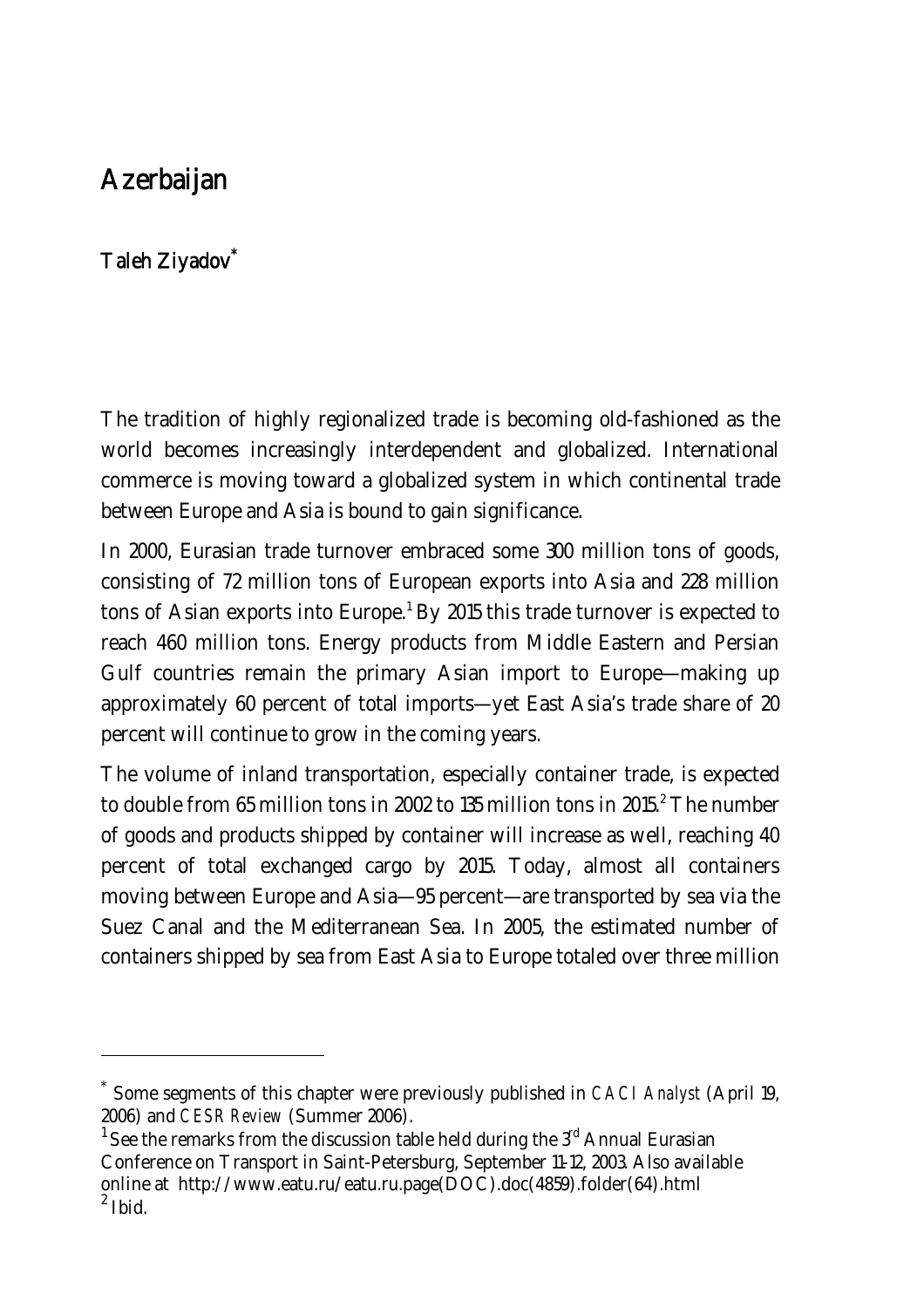# Azerbaijan

## Taleh Ziyadov[*]

The tradition of highly regionalized trade is becoming old-fashioned as the world becomes increasingly interdependent and globalized. International commerce is moving toward a globalized system in which continental trade between Europe and Asia is bound to gain significance.

In 2000, Eurasian trade turnover embraced some 300 million tons of goods, consisting of 72 million tons of European exports into Asia and 228 million tons of Asian exports into Europe.[1] By 2015 this trade turnover is expected to reach 460 million tons. Energy products from Middle Eastern and Persian Gulf countries remain the primary Asian import to Europe—making up approximately 60 percent of total imports—yet East Asia's trade share of 20 percent will continue to grow in the coming years.

The volume of inland transportation, especially container trade, is expected to double from 65 million tons in 2002 to 135 million tons in 2015.[2] The number of goods and products shipped by container will increase as well, reaching 40 percent of total exchanged cargo by 2015. Today, almost all containers moving between Europe and Asia—95 percent—are transported by sea via the Suez Canal and the Mediterranean Sea. In 2005, the estimated number of containers shipped by sea from East Asia to Europe totaled over three million

---

[*] Some segments of this chapter were previously published in *CACI Analyst* (April 19, 2006) and *CESR Review* (Summer 2006).

[1] See the remarks from the discussion table held during the 3rd Annual Eurasian Conference on Transport in Saint-Petersburg, September 11-12, 2003. Also available online at http://www.eatu.ru/eatu.ru.page(DOC).doc(4859).folder(64).html

[2] Ibid.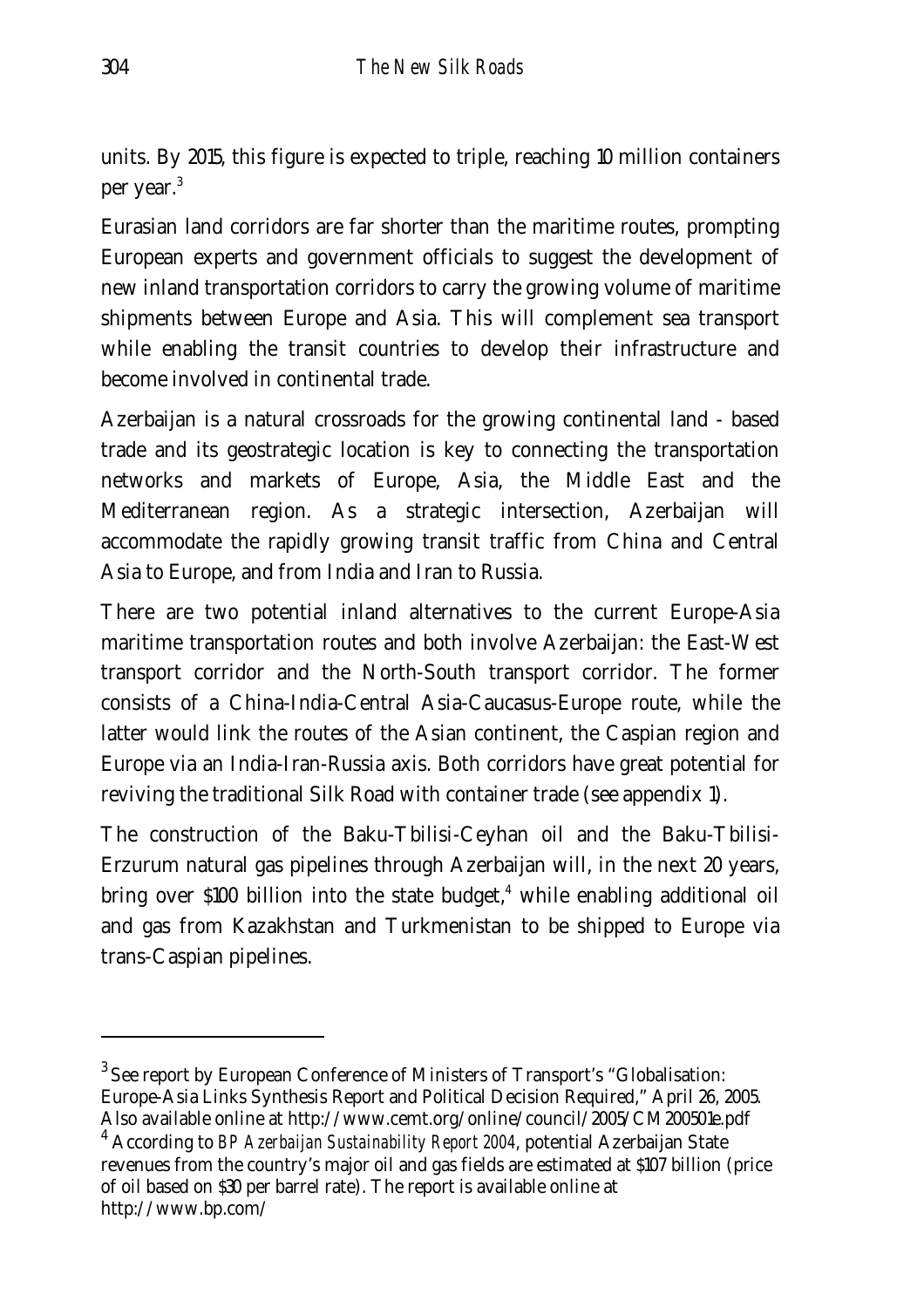units. By 2015, this figure is expected to triple, reaching 10 million containers per year.[3]

Eurasian land corridors are far shorter than the maritime routes, prompting European experts and government officials to suggest the development of new inland transportation corridors to carry the growing volume of maritime shipments between Europe and Asia. This will complement sea transport while enabling the transit countries to develop their infrastructure and become involved in continental trade.

Azerbaijan is a natural crossroads for the growing continental land - based trade and its geostrategic location is key to connecting the transportation networks and markets of Europe, Asia, the Middle East and the Mediterranean region. As a strategic intersection, Azerbaijan will accommodate the rapidly growing transit traffic from China and Central Asia to Europe, and from India and Iran to Russia.

There are two potential inland alternatives to the current Europe-Asia maritime transportation routes and both involve Azerbaijan: the East-West transport corridor and the North-South transport corridor. The former consists of a China-India-Central Asia-Caucasus-Europe route, while the latter would link the routes of the Asian continent, the Caspian region and Europe via an India-Iran-Russia axis. Both corridors have great potential for reviving the traditional Silk Road with container trade (see appendix 1).

The construction of the Baku-Tbilisi-Ceyhan oil and the Baku-Tbilisi-Erzurum natural gas pipelines through Azerbaijan will, in the next 20 years, bring over $100 billion into the state budget,[4] while enabling additional oil and gas from Kazakhstan and Turkmenistan to be shipped to Europe via trans-Caspian pipelines.

---

[3] See report by European Conference of Ministers of Transport's "Globalisation: Europe-Asia Links Synthesis Report and Political Decision Required," April 26, 2005. Also available online at http://www.cemt.org/online/council/2005/CM200501e.pdf

[4] According to *BP Azerbaijan Sustainability Report 2004*, potential Azerbaijan State revenues from the country's major oil and gas fields are estimated at $107 billion (price of oil based on $30 per barrel rate). The report is available online at http://www.bp.com/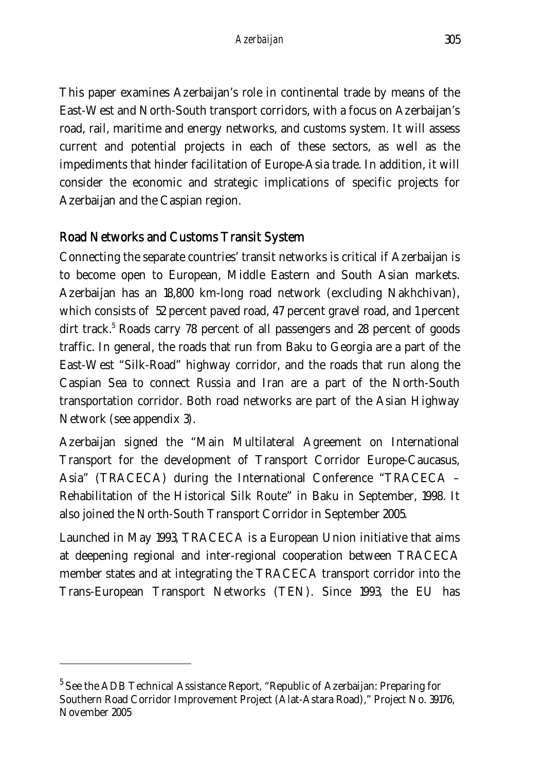This paper examines Azerbaijan's role in continental trade by means of the East-West and North-South transport corridors, with a focus on Azerbaijan's road, rail, maritime and energy networks, and customs system. It will assess current and potential projects in each of these sectors, as well as the impediments that hinder facilitation of Europe-Asia trade. In addition, it will consider the economic and strategic implications of specific projects for Azerbaijan and the Caspian region.

## Road Networks and Customs Transit System

Connecting the separate countries' transit networks is critical if Azerbaijan is to become open to European, Middle Eastern and South Asian markets. Azerbaijan has an 18,800 km-long road network (excluding Nakhchivan), which consists of 52 percent paved road, 47 percent gravel road, and 1 percent dirt track.[5] Roads carry 78 percent of all passengers and 28 percent of goods traffic. In general, the roads that run from Baku to Georgia are a part of the East-West "Silk-Road" highway corridor, and the roads that run along the Caspian Sea to connect Russia and Iran are a part of the North-South transportation corridor. Both road networks are part of the Asian Highway Network (see appendix 3).

Azerbaijan signed the "Main Multilateral Agreement on International Transport for the development of Transport Corridor Europe-Caucasus, Asia" (TRACECA) during the International Conference "TRACECA – Rehabilitation of the Historical Silk Route" in Baku in September, 1998. It also joined the North-South Transport Corridor in September 2005.

Launched in May 1993, TRACECA is a European Union initiative that aims at deepening regional and inter-regional cooperation between TRACECA member states and at integrating the TRACECA transport corridor into the Trans-European Transport Networks (TEN). Since 1993, the EU has

---

[5] See the ADB Technical Assistance Report, "Republic of Azerbaijan: Preparing for Southern Road Corridor Improvement Project (Alat-Astara Road)," Project No. 39176, November 2005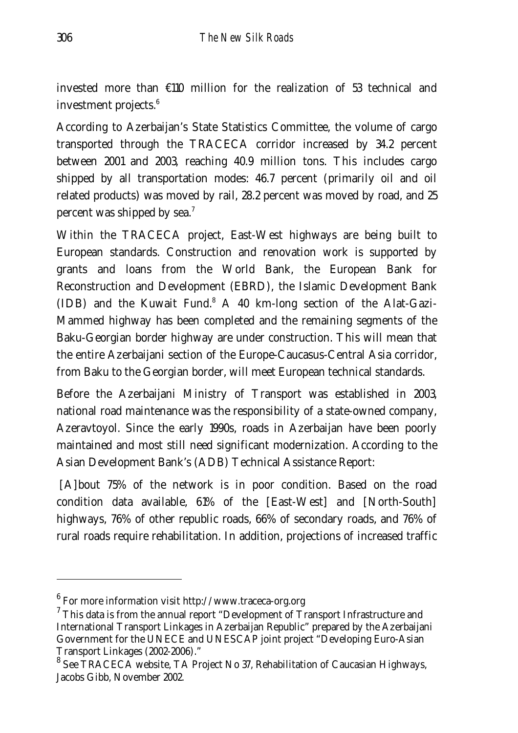invested more than €110 million for the realization of 53 technical and investment projects.[6]

According to Azerbaijan's State Statistics Committee, the volume of cargo transported through the TRACECA corridor increased by 34.2 percent between 2001 and 2003, reaching 40.9 million tons. This includes cargo shipped by all transportation modes: 46.7 percent (primarily oil and oil related products) was moved by rail, 28.2 percent was moved by road, and 25 percent was shipped by sea.[7]

Within the TRACECA project, East-West highways are being built to European standards. Construction and renovation work is supported by grants and loans from the World Bank, the European Bank for Reconstruction and Development (EBRD), the Islamic Development Bank (IDB) and the Kuwait Fund.[8] A 40 km-long section of the Alat-Gazi-Mammed highway has been completed and the remaining segments of the Baku-Georgian border highway are under construction. This will mean that the entire Azerbaijani section of the Europe-Caucasus-Central Asia corridor, from Baku to the Georgian border, will meet European technical standards.

Before the Azerbaijani Ministry of Transport was established in 2003, national road maintenance was the responsibility of a state-owned company, Azeravtoyol. Since the early 1990s, roads in Azerbaijan have been poorly maintained and most still need significant modernization. According to the Asian Development Bank's (ADB) Technical Assistance Report:

> [A]bout 75% of the network is in poor condition. Based on the road condition data available, 61% of the [East-West] and [North-South] highways, 76% of other republic roads, 66% of secondary roads, and 76% of rural roads require rehabilitation. In addition, projections of increased traffic

---

[6] For more information visit http://www.traceca-org.org

[7] This data is from the annual report "Development of Transport Infrastructure and International Transport Linkages in Azerbaijan Republic" prepared by the Azerbaijani Government for the UNECE and UNESCAP joint project "Developing Euro-Asian Transport Linkages (2002-2006)."

[8] See TRACECA website, TA Project No 37, Rehabilitation of Caucasian Highways, Jacobs Gibb, November 2002.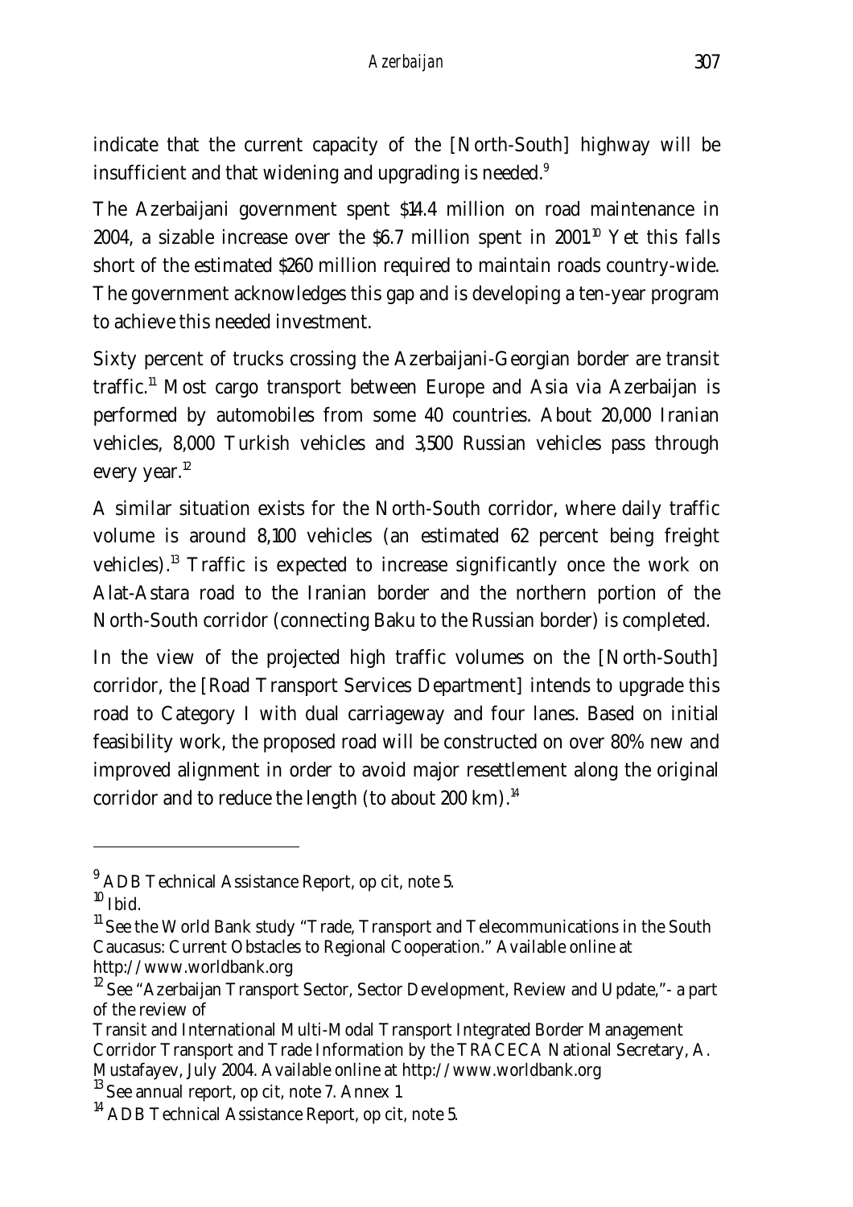indicate that the current capacity of the [North-South] highway will be insufficient and that widening and upgrading is needed.[9]

The Azerbaijani government spent $14.4 million on road maintenance in 2004, a sizable increase over the $6.7 million spent in 2001.[10] Yet this falls short of the estimated $260 million required to maintain roads country-wide. The government acknowledges this gap and is developing a ten-year program to achieve this needed investment.

Sixty percent of trucks crossing the Azerbaijani-Georgian border are transit traffic.[11] Most cargo transport between Europe and Asia via Azerbaijan is performed by automobiles from some 40 countries. About 20,000 Iranian vehicles, 8,000 Turkish vehicles and 3,500 Russian vehicles pass through every year.[12]

A similar situation exists for the North-South corridor, where daily traffic volume is around 8,100 vehicles (an estimated 62 percent being freight vehicles).[13] Traffic is expected to increase significantly once the work on Alat-Astara road to the Iranian border and the northern portion of the North-South corridor (connecting Baku to the Russian border) is completed.

In the view of the projected high traffic volumes on the [North-South] corridor, the [Road Transport Services Department] intends to upgrade this road to Category I with dual carriageway and four lanes. Based on initial feasibility work, the proposed road will be constructed on over 80% new and improved alignment in order to avoid major resettlement along the original corridor and to reduce the length (to about 200 km).[14]

---

[9] ADB Technical Assistance Report, op cit, note 5.

[10] Ibid.

[11] See the World Bank study "Trade, Transport and Telecommunications in the South Caucasus: Current Obstacles to Regional Cooperation." Available online at http://www.worldbank.org

[12] See "Azerbaijan Transport Sector, Sector Development, Review and Update,"- a part of the review of

Transit and International Multi-Modal Transport Integrated Border Management Corridor Transport and Trade Information by the TRACECA National Secretary, A. Mustafayev, July 2004. Available online at http://www.worldbank.org

[13] See annual report, op cit, note 7. Annex 1

[14] ADB Technical Assistance Report, op cit, note 5.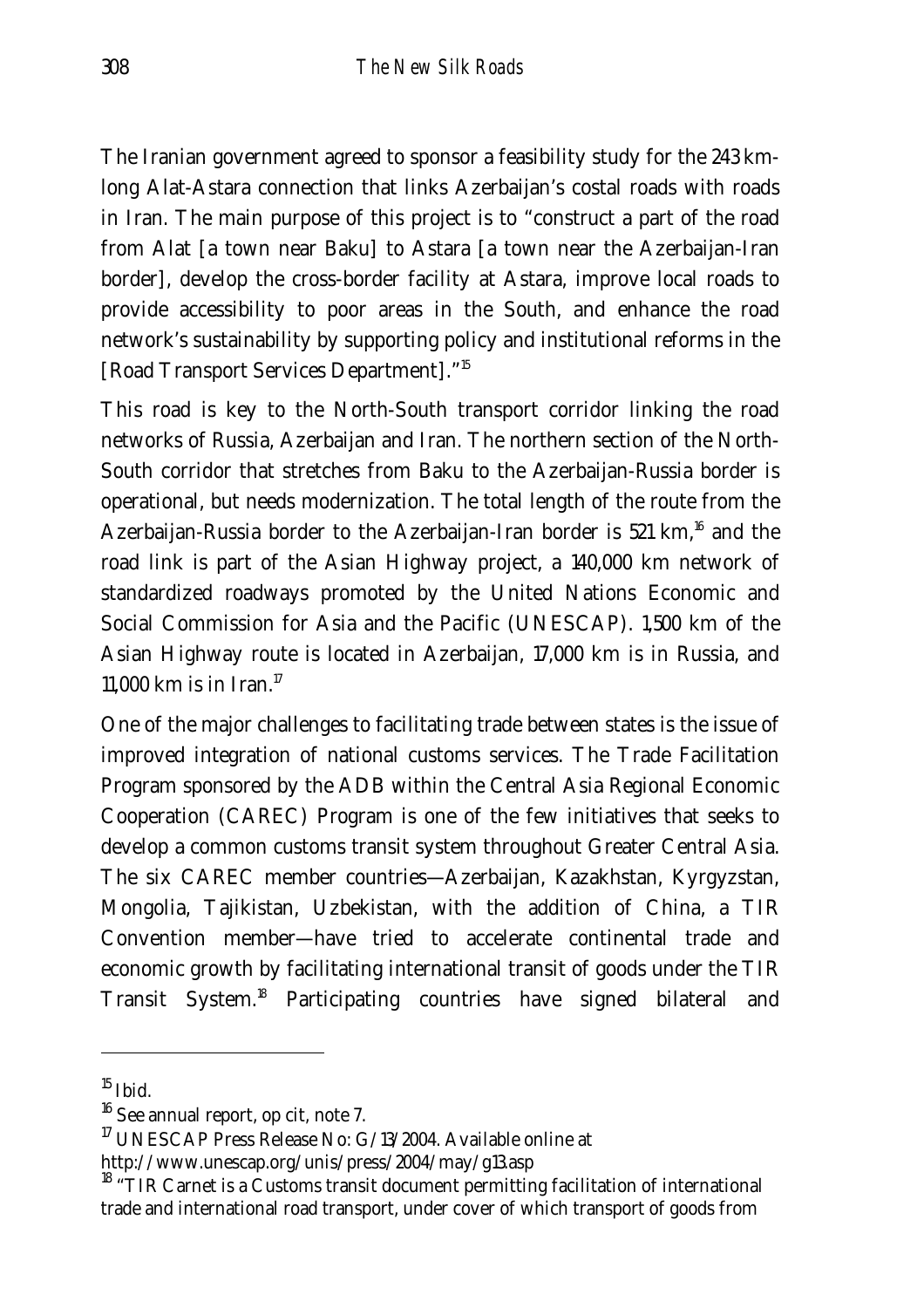The Iranian government agreed to sponsor a feasibility study for the 243 km-long Alat-Astara connection that links Azerbaijan's costal roads with roads in Iran. The main purpose of this project is to "construct a part of the road from Alat [a town near Baku] to Astara [a town near the Azerbaijan-Iran border], develop the cross-border facility at Astara, improve local roads to provide accessibility to poor areas in the South, and enhance the road network's sustainability by supporting policy and institutional reforms in the [Road Transport Services Department]."[15]

This road is key to the North-South transport corridor linking the road networks of Russia, Azerbaijan and Iran. The northern section of the North-South corridor that stretches from Baku to the Azerbaijan-Russia border is operational, but needs modernization. The total length of the route from the Azerbaijan-Russia border to the Azerbaijan-Iran border is 521 km,[16] and the road link is part of the Asian Highway project, a 140,000 km network of standardized roadways promoted by the United Nations Economic and Social Commission for Asia and the Pacific (UNESCAP). 1,500 km of the Asian Highway route is located in Azerbaijan, 17,000 km is in Russia, and 11,000 km is in Iran.[17]

One of the major challenges to facilitating trade between states is the issue of improved integration of national customs services. The Trade Facilitation Program sponsored by the ADB within the Central Asia Regional Economic Cooperation (CAREC) Program is one of the few initiatives that seeks to develop a common customs transit system throughout Greater Central Asia. The six CAREC member countries—Azerbaijan, Kazakhstan, Kyrgyzstan, Mongolia, Tajikistan, Uzbekistan, with the addition of China, a TIR Convention member—have tried to accelerate continental trade and economic growth by facilitating international transit of goods under the TIR Transit System.[18] Participating countries have signed bilateral and

---

[15] Ibid.

[16] See annual report, op cit, note 7.

[17] UNESCAP Press Release No: G/13/2004. Available online at http://www.unescap.org/unis/press/2004/may/g13.asp

[18] "TIR Carnet is a Customs transit document permitting facilitation of international trade and international road transport, under cover of which transport of goods from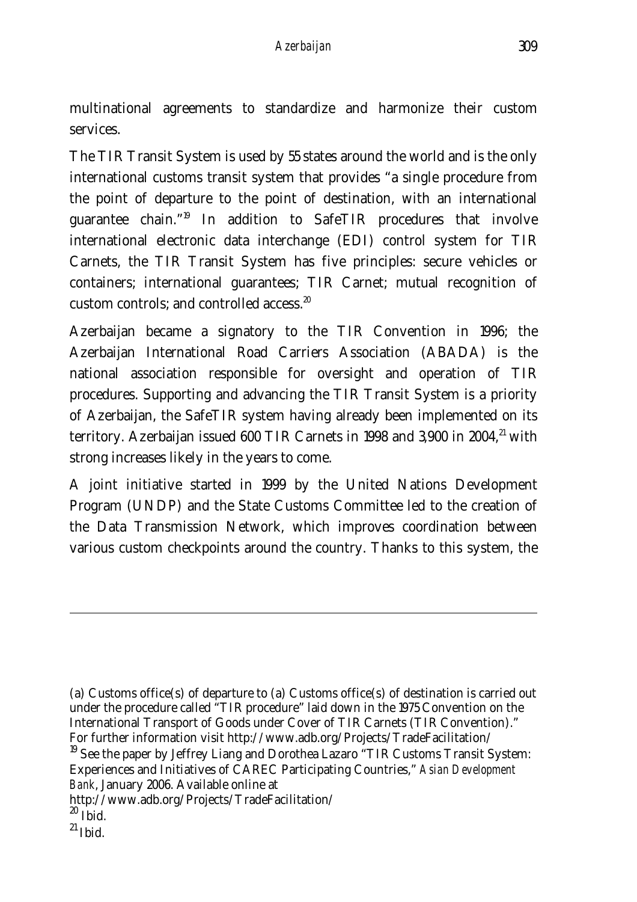multinational agreements to standardize and harmonize their custom services.

The TIR Transit System is used by 55 states around the world and is the only international customs transit system that provides "a single procedure from the point of departure to the point of destination, with an international guarantee chain."[19] In addition to SafeTIR procedures that involve international electronic data interchange (EDI) control system for TIR Carnets, the TIR Transit System has five principles: secure vehicles or containers; international guarantees; TIR Carnet; mutual recognition of custom controls; and controlled access.[20]

Azerbaijan became a signatory to the TIR Convention in 1996; the Azerbaijan International Road Carriers Association (ABADA) is the national association responsible for oversight and operation of TIR procedures. Supporting and advancing the TIR Transit System is a priority of Azerbaijan, the SafeTIR system having already been implemented on its territory. Azerbaijan issued 600 TIR Carnets in 1998 and 3,900 in 2004,[21] with strong increases likely in the years to come.

A joint initiative started in 1999 by the United Nations Development Program (UNDP) and the State Customs Committee led to the creation of the Data Transmission Network, which improves coordination between various custom checkpoints around the country. Thanks to this system, the

---

(a) Customs office(s) of departure to (a) Customs office(s) of destination is carried out under the procedure called "TIR procedure" laid down in the 1975 Convention on the International Transport of Goods under Cover of TIR Carnets (TIR Convention)." For further information visit http://www.adb.org/Projects/TradeFacilitation/

[19] See the paper by Jeffrey Liang and Dorothea Lazaro "TIR Customs Transit System: Experiences and Initiatives of CAREC Participating Countries," *Asian Development Bank*, January 2006. Available online at http://www.adb.org/Projects/TradeFacilitation/

[20] Ibid.

[21] Ibid.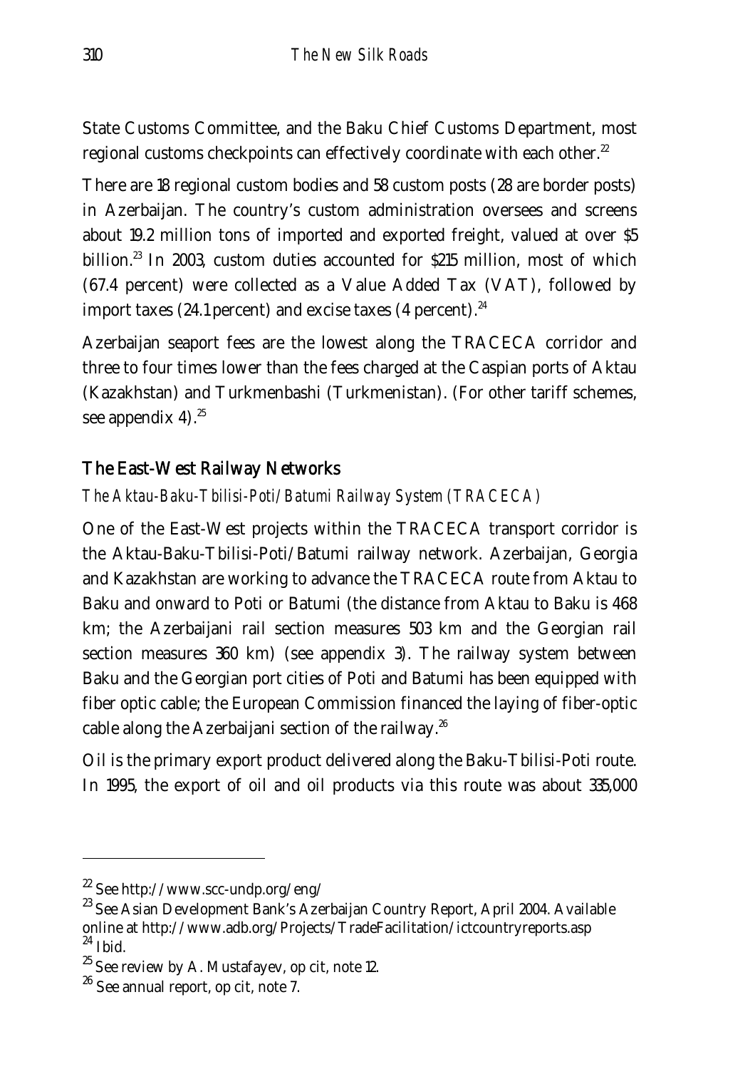State Customs Committee, and the Baku Chief Customs Department, most regional customs checkpoints can effectively coordinate with each other.[22]

There are 18 regional custom bodies and 58 custom posts (28 are border posts) in Azerbaijan. The country's custom administration oversees and screens about 19.2 million tons of imported and exported freight, valued at over $5 billion.[23] In 2003, custom duties accounted for $215 million, most of which (67.4 percent) were collected as a Value Added Tax (VAT), followed by import taxes (24.1 percent) and excise taxes (4 percent).[24]

Azerbaijan seaport fees are the lowest along the TRACECA corridor and three to four times lower than the fees charged at the Caspian ports of Aktau (Kazakhstan) and Turkmenbashi (Turkmenistan). (For other tariff schemes, see appendix 4).[25]

## The East-West Railway Networks

### *The Aktau-Baku-Tbilisi-Poti/Batumi Railway System (TRACECA)*

One of the East-West projects within the TRACECA transport corridor is the Aktau-Baku-Tbilisi-Poti/Batumi railway network. Azerbaijan, Georgia and Kazakhstan are working to advance the TRACECA route from Aktau to Baku and onward to Poti or Batumi (the distance from Aktau to Baku is 468 km; the Azerbaijani rail section measures 503 km and the Georgian rail section measures 360 km) (see appendix 3). The railway system between Baku and the Georgian port cities of Poti and Batumi has been equipped with fiber optic cable; the European Commission financed the laying of fiber-optic cable along the Azerbaijani section of the railway.[26]

Oil is the primary export product delivered along the Baku-Tbilisi-Poti route. In 1995, the export of oil and oil products via this route was about 335,000

---

[22] See http://www.scc-undp.org/eng/

[23] See Asian Development Bank's Azerbaijan Country Report, April 2004. Available online at http://www.adb.org/Projects/TradeFacilitation/ictcountryreports.asp

[24] Ibid.

[25] See review by A. Mustafayev, op cit, note 12.

[26] See annual report, op cit, note 7.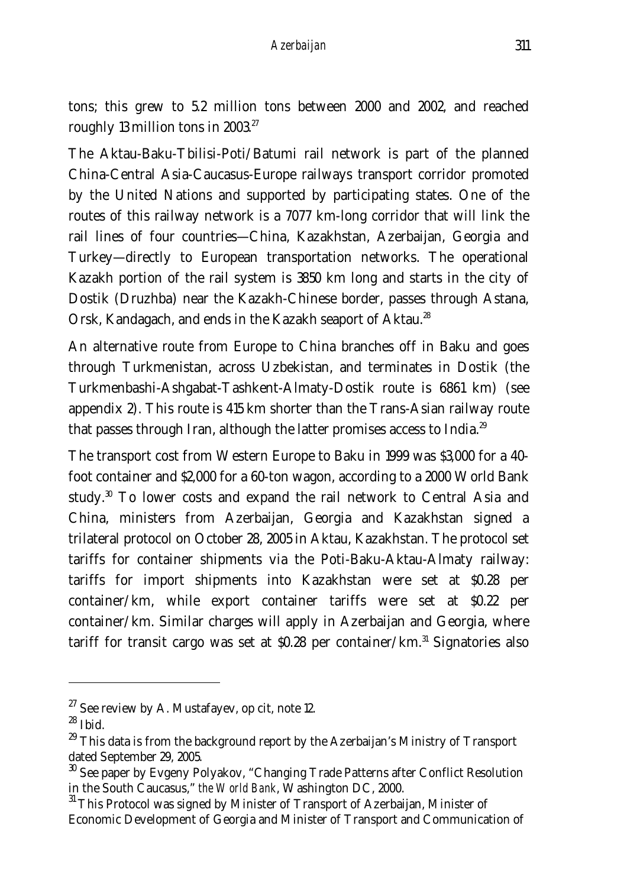tons; this grew to 5.2 million tons between 2000 and 2002, and reached roughly 13 million tons in 2003.[27]

The Aktau-Baku-Tbilisi-Poti/Batumi rail network is part of the planned China-Central Asia-Caucasus-Europe railways transport corridor promoted by the United Nations and supported by participating states. One of the routes of this railway network is a 7077 km-long corridor that will link the rail lines of four countries—China, Kazakhstan, Azerbaijan, Georgia and Turkey—directly to European transportation networks. The operational Kazakh portion of the rail system is 3850 km long and starts in the city of Dostik (Druzhba) near the Kazakh-Chinese border, passes through Astana, Orsk, Kandagach, and ends in the Kazakh seaport of Aktau.[28]

An alternative route from Europe to China branches off in Baku and goes through Turkmenistan, across Uzbekistan, and terminates in Dostik (the Turkmenbashi-Ashgabat-Tashkent-Almaty-Dostik route is 6861 km) (see appendix 2). This route is 415 km shorter than the Trans-Asian railway route that passes through Iran, although the latter promises access to India.[29]

The transport cost from Western Europe to Baku in 1999 was $3,000 for a 40-foot container and $2,000 for a 60-ton wagon, according to a 2000 World Bank study.[30] To lower costs and expand the rail network to Central Asia and China, ministers from Azerbaijan, Georgia and Kazakhstan signed a trilateral protocol on October 28, 2005 in Aktau, Kazakhstan. The protocol set tariffs for container shipments via the Poti-Baku-Aktau-Almaty railway: tariffs for import shipments into Kazakhstan were set at $0.28 per container/km, while export container tariffs were set at $0.22 per container/km. Similar charges will apply in Azerbaijan and Georgia, where tariff for transit cargo was set at $0.28 per container/km.[31] Signatories also

---

[27] See review by A. Mustafayev, op cit, note 12.

[28] Ibid.

[29] This data is from the background report by the Azerbaijan's Ministry of Transport dated September 29, 2005.

[30] See paper by Evgeny Polyakov, "Changing Trade Patterns after Conflict Resolution in the South Caucasus," *the World Bank*, Washington DC, 2000.

[31] This Protocol was signed by Minister of Transport of Azerbaijan, Minister of Economic Development of Georgia and Minister of Transport and Communication of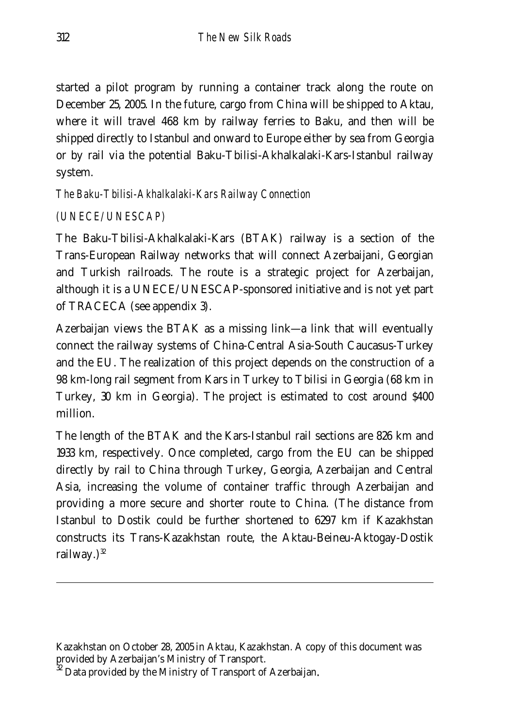started a pilot program by running a container track along the route on December 25, 2005. In the future, cargo from China will be shipped to Aktau, where it will travel 468 km by railway ferries to Baku, and then will be shipped directly to Istanbul and onward to Europe either by sea from Georgia or by rail via the potential Baku-Tbilisi-Akhalkalaki-Kars-Istanbul railway system.

### *The Baku-Tbilisi-Akhalkalaki-Kars Railway Connection*

*(UNECE/UNESCAP)*

The Baku-Tbilisi-Akhalkalaki-Kars (BTAK) railway is a section of the Trans-European Railway networks that will connect Azerbaijani, Georgian and Turkish railroads. The route is a strategic project for Azerbaijan, although it is a UNECE/UNESCAP-sponsored initiative and is not yet part of TRACECA (see appendix 3).

Azerbaijan views the BTAK as a missing link—a link that will eventually connect the railway systems of China-Central Asia-South Caucasus-Turkey and the EU. The realization of this project depends on the construction of a 98 km-long rail segment from Kars in Turkey to Tbilisi in Georgia (68 km in Turkey, 30 km in Georgia). The project is estimated to cost around $400 million.

The length of the BTAK and the Kars-Istanbul rail sections are 826 km and 1933 km, respectively. Once completed, cargo from the EU can be shipped directly by rail to China through Turkey, Georgia, Azerbaijan and Central Asia, increasing the volume of container traffic through Azerbaijan and providing a more secure and shorter route to China. (The distance from Istanbul to Dostik could be further shortened to 6297 km if Kazakhstan constructs its Trans-Kazakhstan route, the Aktau-Beineu-Aktogay-Dostik railway.)[32]

---

Kazakhstan on October 28, 2005 in Aktau, Kazakhstan. A copy of this document was provided by Azerbaijan's Ministry of Transport.

[32] Data provided by the Ministry of Transport of Azerbaijan.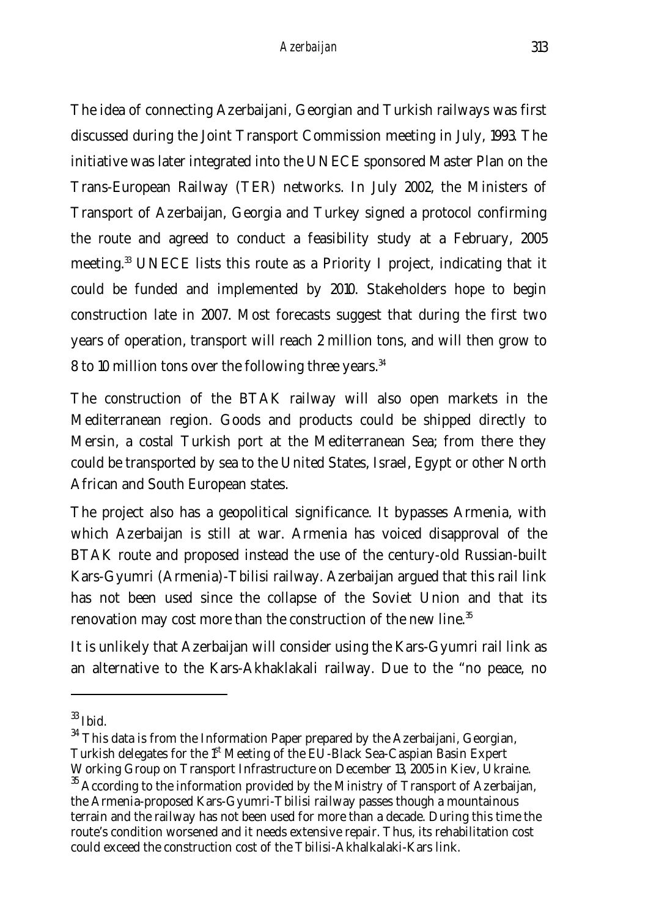The idea of connecting Azerbaijani, Georgian and Turkish railways was first discussed during the Joint Transport Commission meeting in July, 1993. The initiative was later integrated into the UNECE sponsored Master Plan on the Trans-European Railway (TER) networks. In July 2002, the Ministers of Transport of Azerbaijan, Georgia and Turkey signed a protocol confirming the route and agreed to conduct a feasibility study at a February, 2005 meeting.[33] UNECE lists this route as a Priority I project, indicating that it could be funded and implemented by 2010. Stakeholders hope to begin construction late in 2007. Most forecasts suggest that during the first two years of operation, transport will reach 2 million tons, and will then grow to 8 to 10 million tons over the following three years.[34]

The construction of the BTAK railway will also open markets in the Mediterranean region. Goods and products could be shipped directly to Mersin, a costal Turkish port at the Mediterranean Sea; from there they could be transported by sea to the United States, Israel, Egypt or other North African and South European states.

The project also has a geopolitical significance. It bypasses Armenia, with which Azerbaijan is still at war. Armenia has voiced disapproval of the BTAK route and proposed instead the use of the century-old Russian-built Kars-Gyumri (Armenia)-Tbilisi railway. Azerbaijan argued that this rail link has not been used since the collapse of the Soviet Union and that its renovation may cost more than the construction of the new line.[35]

It is unlikely that Azerbaijan will consider using the Kars-Gyumri rail link as an alternative to the Kars-Akhaklakali railway. Due to the "no peace, no

---

[33] Ibid.

[34] This data is from the Information Paper prepared by the Azerbaijani, Georgian, Turkish delegates for the 1st Meeting of the EU-Black Sea-Caspian Basin Expert Working Group on Transport Infrastructure on December 13, 2005 in Kiev, Ukraine.

[35] According to the information provided by the Ministry of Transport of Azerbaijan, the Armenia-proposed Kars-Gyumri-Tbilisi railway passes though a mountainous terrain and the railway has not been used for more than a decade. During this time the route's condition worsened and it needs extensive repair. Thus, its rehabilitation cost could exceed the construction cost of the Tbilisi-Akhalkalaki-Kars link.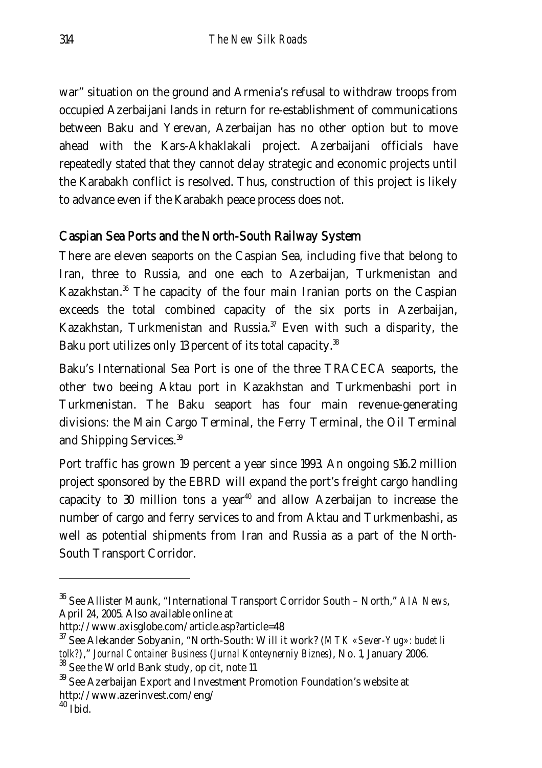war" situation on the ground and Armenia's refusal to withdraw troops from occupied Azerbaijani lands in return for re-establishment of communications between Baku and Yerevan, Azerbaijan has no other option but to move ahead with the Kars-Akhaklakali project. Azerbaijani officials have repeatedly stated that they cannot delay strategic and economic projects until the Karabakh conflict is resolved. Thus, construction of this project is likely to advance even if the Karabakh peace process does not.

## Caspian Sea Ports and the North-South Railway System

There are eleven seaports on the Caspian Sea, including five that belong to Iran, three to Russia, and one each to Azerbaijan, Turkmenistan and Kazakhstan.[36] The capacity of the four main Iranian ports on the Caspian exceeds the total combined capacity of the six ports in Azerbaijan, Kazakhstan, Turkmenistan and Russia.[37] Even with such a disparity, the Baku port utilizes only 13 percent of its total capacity.[38]

Baku's International Sea Port is one of the three TRACECA seaports, the other two beeing Aktau port in Kazakhstan and Turkmenbashi port in Turkmenistan. The Baku seaport has four main revenue-generating divisions: the Main Cargo Terminal, the Ferry Terminal, the Oil Terminal and Shipping Services.[39]

Port traffic has grown 19 percent a year since 1993. An ongoing $16.2 million project sponsored by the EBRD will expand the port's freight cargo handling capacity to 30 million tons a year[40] and allow Azerbaijan to increase the number of cargo and ferry services to and from Aktau and Turkmenbashi, as well as potential shipments from Iran and Russia as a part of the North-South Transport Corridor.

---

[36] See Allister Maunk, "International Transport Corridor South – North," *AIA News*, April 24, 2005. Also available online at http://www.axisglobe.com/article.asp?article=48

[37] See Alekander Sobyanin, "North-South: Will it work? (*MTK «Sever-Yug»: budet li tolk?*)," *Journal Container Business* (*Jurnal Konteynerniy Biznes*), No. 1, January 2006.

[38] See the World Bank study, op cit, note 11.

[39] See Azerbaijan Export and Investment Promotion Foundation's website at http://www.azerinvest.com/eng/

[40] Ibid.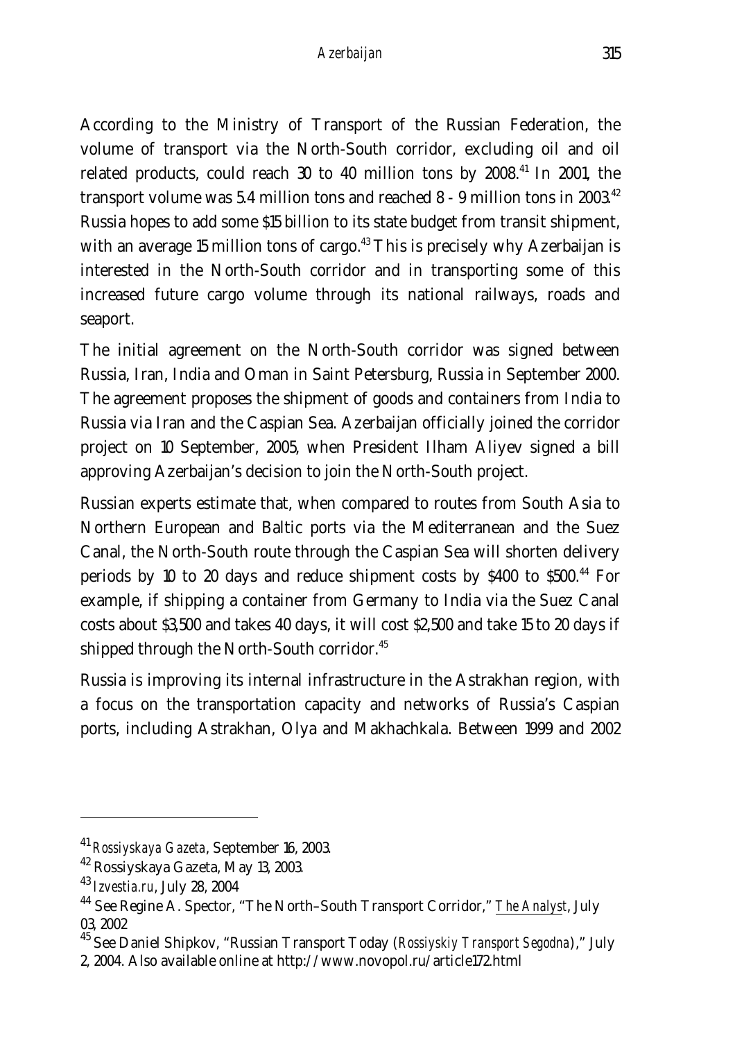According to the Ministry of Transport of the Russian Federation, the volume of transport via the North-South corridor, excluding oil and oil related products, could reach 30 to 40 million tons by 2008.[41] In 2001, the transport volume was 5.4 million tons and reached 8 - 9 million tons in 2003.[42] Russia hopes to add some $15 billion to its state budget from transit shipment, with an average 15 million tons of cargo.[43] This is precisely why Azerbaijan is interested in the North-South corridor and in transporting some of this increased future cargo volume through its national railways, roads and seaport.

The initial agreement on the North-South corridor was signed between Russia, Iran, India and Oman in Saint Petersburg, Russia in September 2000. The agreement proposes the shipment of goods and containers from India to Russia via Iran and the Caspian Sea. Azerbaijan officially joined the corridor project on 10 September, 2005, when President Ilham Aliyev signed a bill approving Azerbaijan's decision to join the North-South project.

Russian experts estimate that, when compared to routes from South Asia to Northern European and Baltic ports via the Mediterranean and the Suez Canal, the North-South route through the Caspian Sea will shorten delivery periods by 10 to 20 days and reduce shipment costs by $400 to $500.[44] For example, if shipping a container from Germany to India via the Suez Canal costs about $3,500 and takes 40 days, it will cost $2,500 and take 15 to 20 days if shipped through the North-South corridor.[45]

Russia is improving its internal infrastructure in the Astrakhan region, with a focus on the transportation capacity and networks of Russia's Caspian ports, including Astrakhan, Olya and Makhachkala. Between 1999 and 2002

---

[41] *Rossiyskaya Gazeta*, September 16, 2003.

[42] Rossiyskaya Gazeta, May 13, 2003.

[43] *Izvestia.ru*, July 28, 2004

[44] See Regine A. Spector, "The North–South Transport Corridor," *The Analyst*, July 03, 2002

[45] See Daniel Shipkov, "Russian Transport Today (*Rossiyskiy Transport Segodna*)," July 2, 2004. Also available online at http://www.novopol.ru/article172.html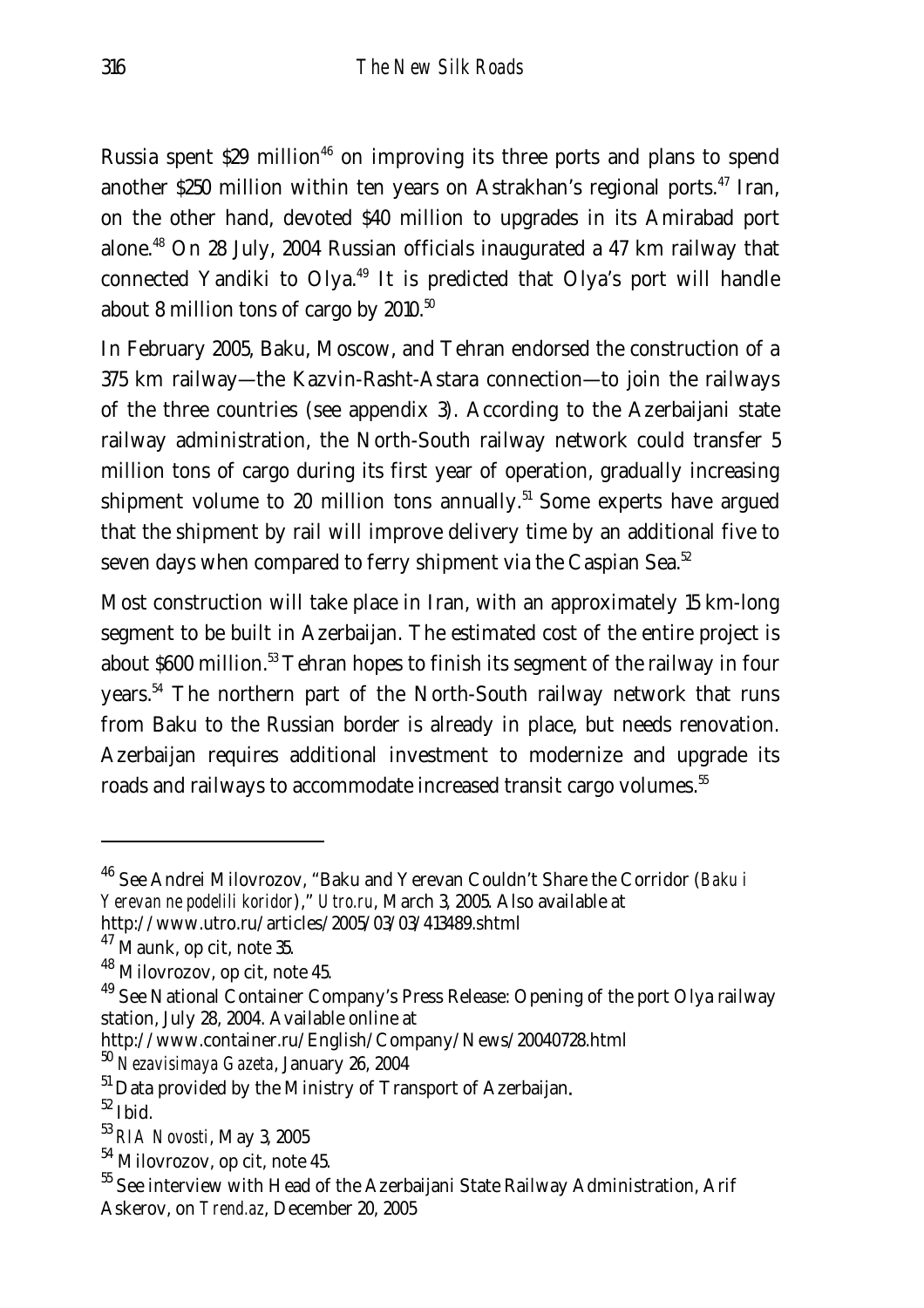Russia spent $29 million[46] on improving its three ports and plans to spend another $250 million within ten years on Astrakhan's regional ports.[47] Iran, on the other hand, devoted $40 million to upgrades in its Amirabad port alone.[48] On 28 July, 2004 Russian officials inaugurated a 47 km railway that connected Yandiki to Olya.[49] It is predicted that Olya's port will handle about 8 million tons of cargo by 2010.[50]

In February 2005, Baku, Moscow, and Tehran endorsed the construction of a 375 km railway—the Kazvin-Rasht-Astara connection—to join the railways of the three countries (see appendix 3). According to the Azerbaijani state railway administration, the North-South railway network could transfer 5 million tons of cargo during its first year of operation, gradually increasing shipment volume to 20 million tons annually.[51] Some experts have argued that the shipment by rail will improve delivery time by an additional five to seven days when compared to ferry shipment via the Caspian Sea.[52]

Most construction will take place in Iran, with an approximately 15 km-long segment to be built in Azerbaijan. The estimated cost of the entire project is about $600 million.[53] Tehran hopes to finish its segment of the railway in four years.[54] The northern part of the North-South railway network that runs from Baku to the Russian border is already in place, but needs renovation. Azerbaijan requires additional investment to modernize and upgrade its roads and railways to accommodate increased transit cargo volumes.[55]

---

[46] See Andrei Milovrozov, "Baku and Yerevan Couldn't Share the Corridor (*Baku i Yerevan ne podelili koridor*)," *Utro.ru*, March 3, 2005. Also available at http://www.utro.ru/articles/2005/03/03/413489.shtml

[47] Maunk, op cit, note 35.

[48] Milovrozov, op cit, note 45.

[49] See National Container Company's Press Release: Opening of the port Olya railway station, July 28, 2004. Available online at http://www.container.ru/English/Company/News/20040728.html

[50] *Nezavisimaya Gazeta*, January 26, 2004

[51] Data provided by the Ministry of Transport of Azerbaijan.

[52] Ibid.

[53] *RIA Novosti*, May 3, 2005

[54] Milovrozov, op cit, note 45.

[55] See interview with Head of the Azerbaijani State Railway Administration, Arif Askerov, on *Trend.az*, December 20, 2005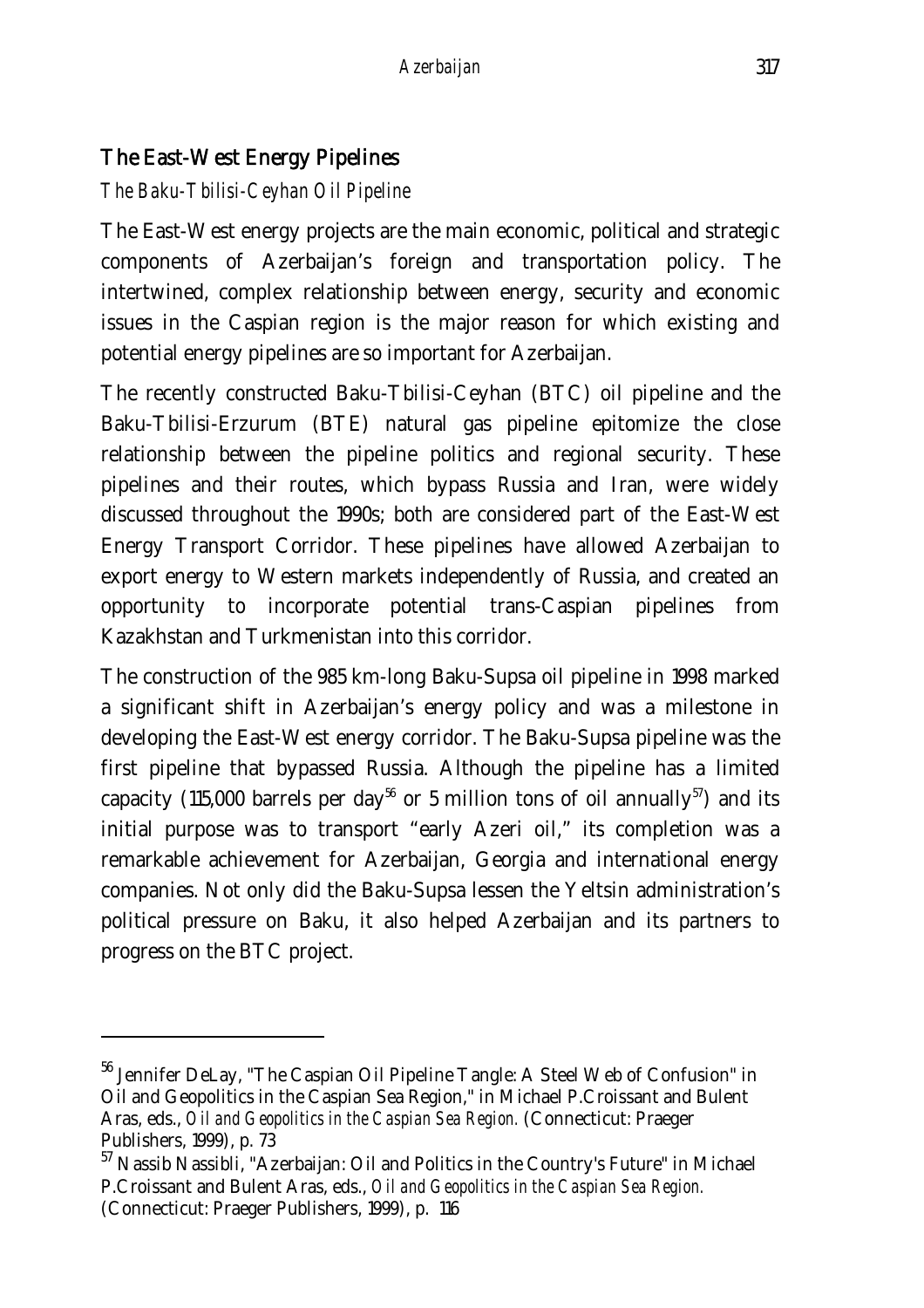## The East-West Energy Pipelines

### *The Baku-Tbilisi-Ceyhan Oil Pipeline*

The East-West energy projects are the main economic, political and strategic components of Azerbaijan's foreign and transportation policy. The intertwined, complex relationship between energy, security and economic issues in the Caspian region is the major reason for which existing and potential energy pipelines are so important for Azerbaijan.

The recently constructed Baku-Tbilisi-Ceyhan (BTC) oil pipeline and the Baku-Tbilisi-Erzurum (BTE) natural gas pipeline epitomize the close relationship between the pipeline politics and regional security. These pipelines and their routes, which bypass Russia and Iran, were widely discussed throughout the 1990s; both are considered part of the East-West Energy Transport Corridor. These pipelines have allowed Azerbaijan to export energy to Western markets independently of Russia, and created an opportunity to incorporate potential trans-Caspian pipelines from Kazakhstan and Turkmenistan into this corridor.

The construction of the 985 km-long Baku-Supsa oil pipeline in 1998 marked a significant shift in Azerbaijan's energy policy and was a milestone in developing the East-West energy corridor. The Baku-Supsa pipeline was the first pipeline that bypassed Russia. Although the pipeline has a limited capacity (115,000 barrels per day[56] or 5 million tons of oil annually[57]) and its initial purpose was to transport "early Azeri oil," its completion was a remarkable achievement for Azerbaijan, Georgia and international energy companies. Not only did the Baku-Supsa lessen the Yeltsin administration's political pressure on Baku, it also helped Azerbaijan and its partners to progress on the BTC project.

---

[56] Jennifer DeLay, "The Caspian Oil Pipeline Tangle: A Steel Web of Confusion" in Oil and Geopolitics in the Caspian Sea Region," in Michael P.Croissant and Bulent Aras, eds., *Oil and Geopolitics in the Caspian Sea Region.* (Connecticut: Praeger Publishers, 1999), p. 73

[57] Nassib Nassibli, "Azerbaijan: Oil and Politics in the Country's Future" in Michael P.Croissant and Bulent Aras, eds., *Oil and Geopolitics in the Caspian Sea Region.* (Connecticut: Praeger Publishers, 1999), p. 116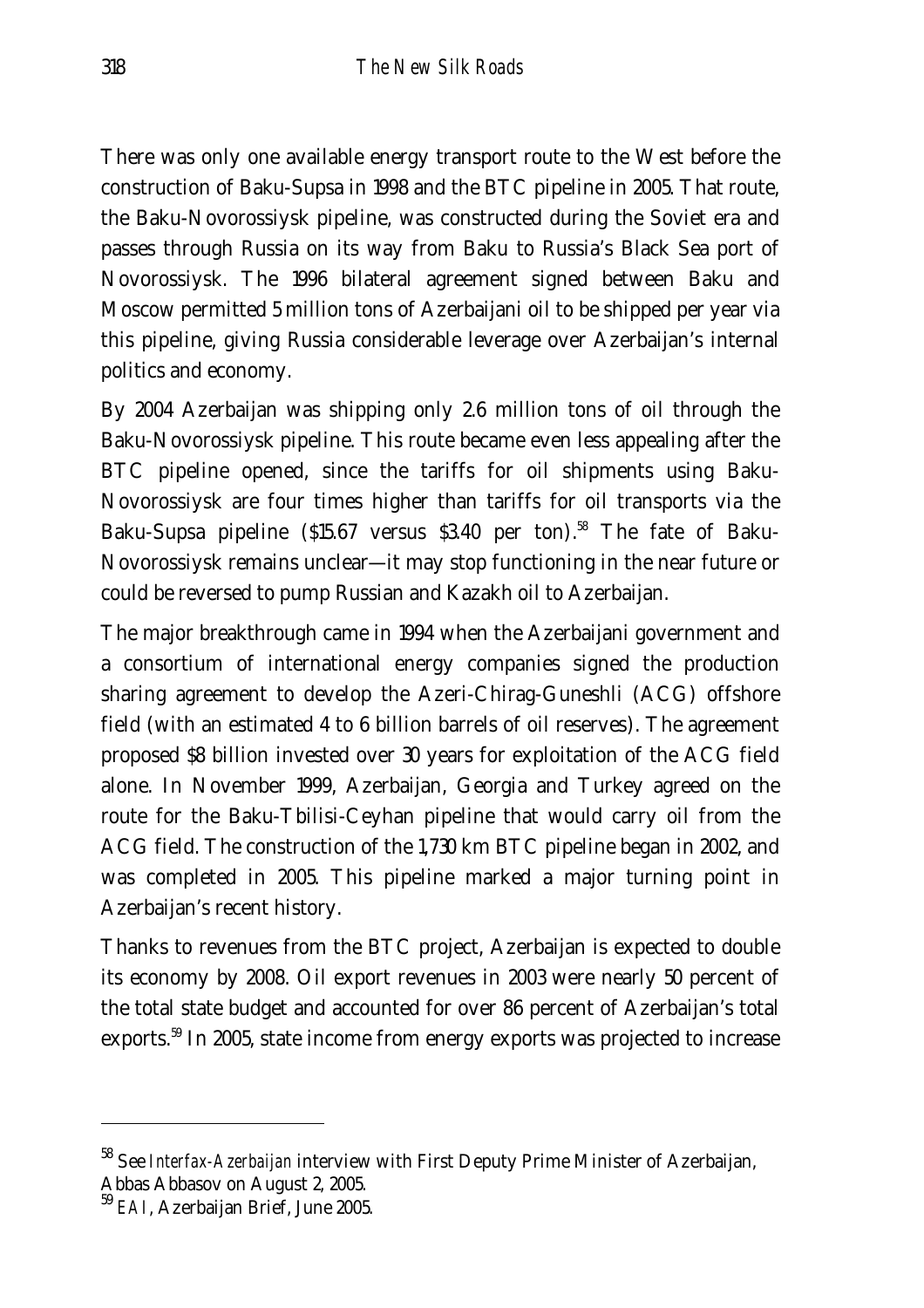There was only one available energy transport route to the West before the construction of Baku-Supsa in 1998 and the BTC pipeline in 2005. That route, the Baku-Novorossiysk pipeline, was constructed during the Soviet era and passes through Russia on its way from Baku to Russia's Black Sea port of Novorossiysk. The 1996 bilateral agreement signed between Baku and Moscow permitted 5 million tons of Azerbaijani oil to be shipped per year via this pipeline, giving Russia considerable leverage over Azerbaijan's internal politics and economy.

By 2004 Azerbaijan was shipping only 2.6 million tons of oil through the Baku-Novorossiysk pipeline. This route became even less appealing after the BTC pipeline opened, since the tariffs for oil shipments using Baku-Novorossiysk are four times higher than tariffs for oil transports via the Baku-Supsa pipeline ($15.67 versus $3.40 per ton).[58] The fate of Baku-Novorossiysk remains unclear—it may stop functioning in the near future or could be reversed to pump Russian and Kazakh oil to Azerbaijan.

The major breakthrough came in 1994 when the Azerbaijani government and a consortium of international energy companies signed the production sharing agreement to develop the Azeri-Chirag-Guneshli (ACG) offshore field (with an estimated 4 to 6 billion barrels of oil reserves). The agreement proposed $8 billion invested over 30 years for exploitation of the ACG field alone. In November 1999, Azerbaijan, Georgia and Turkey agreed on the route for the Baku-Tbilisi-Ceyhan pipeline that would carry oil from the ACG field. The construction of the 1,730 km BTC pipeline began in 2002, and was completed in 2005. This pipeline marked a major turning point in Azerbaijan's recent history.

Thanks to revenues from the BTC project, Azerbaijan is expected to double its economy by 2008. Oil export revenues in 2003 were nearly 50 percent of the total state budget and accounted for over 86 percent of Azerbaijan's total exports.[59] In 2005, state income from energy exports was projected to increase

---

[58] See *Interfax-Azerbaijan* interview with First Deputy Prime Minister of Azerbaijan, Abbas Abbasov on August 2, 2005.

[59] *EAI*, Azerbaijan Brief, June 2005.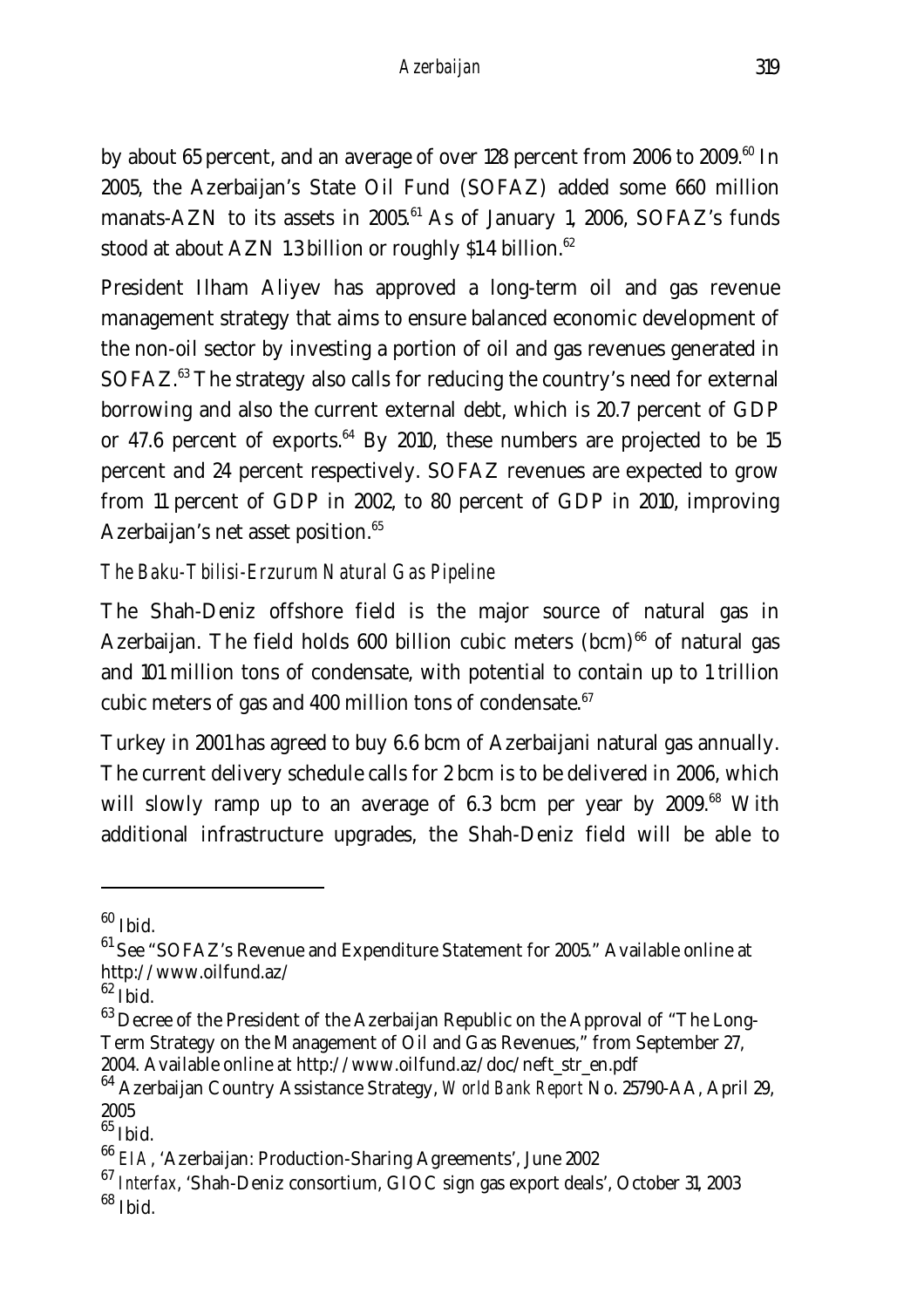by about 65 percent, and an average of over 128 percent from 2006 to 2009.[60] In 2005, the Azerbaijan's State Oil Fund (SOFAZ) added some 660 million manats-AZN to its assets in 2005.[61] As of January 1, 2006, SOFAZ's funds stood at about AZN 1.3 billion or roughly $1.4 billion.[62]

President Ilham Aliyev has approved a long-term oil and gas revenue management strategy that aims to ensure balanced economic development of the non-oil sector by investing a portion of oil and gas revenues generated in SOFAZ.[63] The strategy also calls for reducing the country's need for external borrowing and also the current external debt, which is 20.7 percent of GDP or 47.6 percent of exports.[64] By 2010, these numbers are projected to be 15 percent and 24 percent respectively. SOFAZ revenues are expected to grow from 11 percent of GDP in 2002, to 80 percent of GDP in 2010, improving Azerbaijan's net asset position.[65]

*The Baku-Tbilisi-Erzurum Natural Gas Pipeline*

The Shah-Deniz offshore field is the major source of natural gas in Azerbaijan. The field holds 600 billion cubic meters (bcm)[66] of natural gas and 101 million tons of condensate, with potential to contain up to 1 trillion cubic meters of gas and 400 million tons of condensate.[67]

Turkey in 2001 has agreed to buy 6.6 bcm of Azerbaijani natural gas annually. The current delivery schedule calls for 2 bcm is to be delivered in 2006, which will slowly ramp up to an average of 6.3 bcm per year by 2009.[68] With additional infrastructure upgrades, the Shah-Deniz field will be able to

---

[60] Ibid.

[61] See "SOFAZ's Revenue and Expenditure Statement for 2005." Available online at http://www.oilfund.az/

[62] Ibid.

[63] Decree of the President of the Azerbaijan Republic on the Approval of "The Long-Term Strategy on the Management of Oil and Gas Revenues," from September 27, 2004. Available online at http://www.oilfund.az/doc/neft_str_en.pdf

[64] Azerbaijan Country Assistance Strategy, *World Bank Report* No. 25790-AA, April 29, 2005

[65] Ibid.

[66] *EIA*, 'Azerbaijan: Production-Sharing Agreements', June 2002

[67] *Interfax*, 'Shah-Deniz consortium, GIOC sign gas export deals', October 31, 2003

[68] Ibid.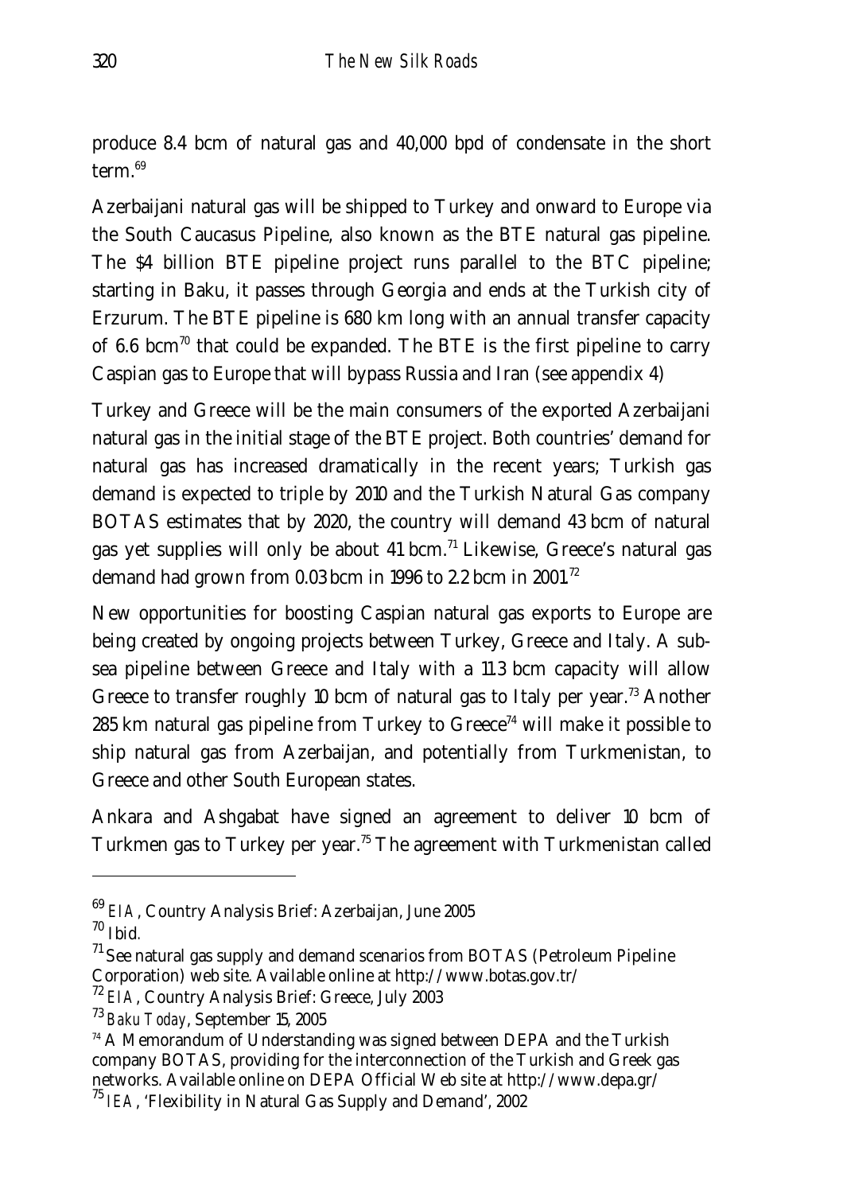produce 8.4 bcm of natural gas and 40,000 bpd of condensate in the short term.[69]

Azerbaijani natural gas will be shipped to Turkey and onward to Europe via the South Caucasus Pipeline, also known as the BTE natural gas pipeline. The $4 billion BTE pipeline project runs parallel to the BTC pipeline; starting in Baku, it passes through Georgia and ends at the Turkish city of Erzurum. The BTE pipeline is 680 km long with an annual transfer capacity of 6.6 bcm[70] that could be expanded. The BTE is the first pipeline to carry Caspian gas to Europe that will bypass Russia and Iran (see appendix 4)

Turkey and Greece will be the main consumers of the exported Azerbaijani natural gas in the initial stage of the BTE project. Both countries' demand for natural gas has increased dramatically in the recent years; Turkish gas demand is expected to triple by 2010 and the Turkish Natural Gas company BOTAS estimates that by 2020, the country will demand 43 bcm of natural gas yet supplies will only be about 41 bcm.[71] Likewise, Greece's natural gas demand had grown from 0.03 bcm in 1996 to 2.2 bcm in 2001.[72]

New opportunities for boosting Caspian natural gas exports to Europe are being created by ongoing projects between Turkey, Greece and Italy. A sub-sea pipeline between Greece and Italy with a 11.3 bcm capacity will allow Greece to transfer roughly 10 bcm of natural gas to Italy per year.[73] Another 285 km natural gas pipeline from Turkey to Greece[74] will make it possible to ship natural gas from Azerbaijan, and potentially from Turkmenistan, to Greece and other South European states.

Ankara and Ashgabat have signed an agreement to deliver 10 bcm of Turkmen gas to Turkey per year.[75] The agreement with Turkmenistan called

---

[69] *EIA*, Country Analysis Brief: Azerbaijan, June 2005

[70] Ibid.

[71] See natural gas supply and demand scenarios from BOTAS (Petroleum Pipeline Corporation) web site. Available online at http://www.botas.gov.tr/

[72] *EIA*, Country Analysis Brief: Greece, July 2003

[73] *Baku Today*, September 15, 2005

[74] A Memorandum of Understanding was signed between DEPA and the Turkish company BOTAS, providing for the interconnection of the Turkish and Greek gas networks. Available online on DEPA Official Web site at http://www.depa.gr/

[75] *IEA*, 'Flexibility in Natural Gas Supply and Demand', 2002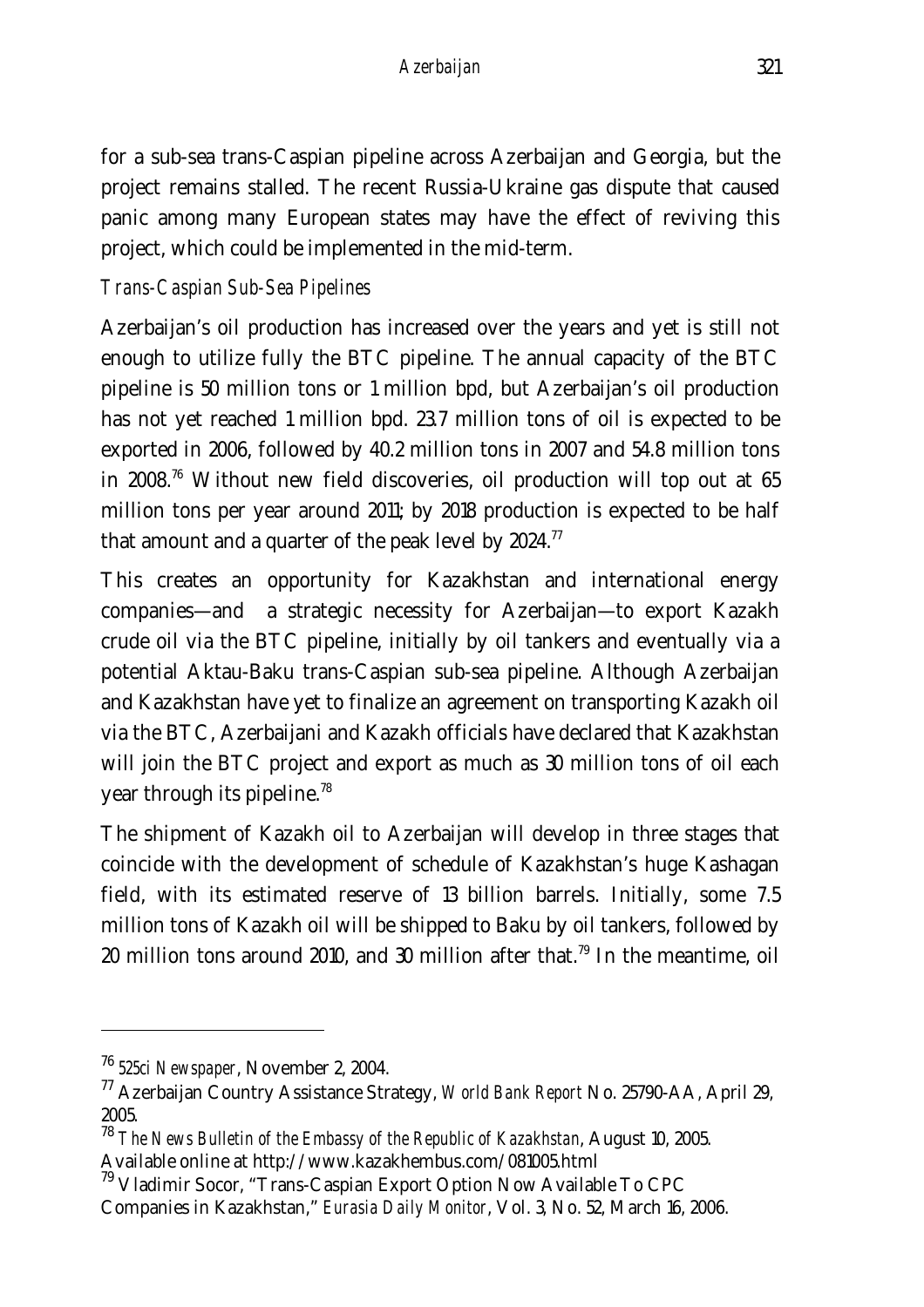for a sub-sea trans-Caspian pipeline across Azerbaijan and Georgia, but the project remains stalled. The recent Russia-Ukraine gas dispute that caused panic among many European states may have the effect of reviving this project, which could be implemented in the mid-term.

### *Trans-Caspian Sub-Sea Pipelines*

Azerbaijan's oil production has increased over the years and yet is still not enough to utilize fully the BTC pipeline. The annual capacity of the BTC pipeline is 50 million tons or 1 million bpd, but Azerbaijan's oil production has not yet reached 1 million bpd. 23.7 million tons of oil is expected to be exported in 2006, followed by 40.2 million tons in 2007 and 54.8 million tons in 2008.[76] Without new field discoveries, oil production will top out at 65 million tons per year around 2011; by 2018 production is expected to be half that amount and a quarter of the peak level by 2024.[77]

This creates an opportunity for Kazakhstan and international energy companies—and a strategic necessity for Azerbaijan—to export Kazakh crude oil via the BTC pipeline, initially by oil tankers and eventually via a potential Aktau-Baku trans-Caspian sub-sea pipeline. Although Azerbaijan and Kazakhstan have yet to finalize an agreement on transporting Kazakh oil via the BTC, Azerbaijani and Kazakh officials have declared that Kazakhstan will join the BTC project and export as much as 30 million tons of oil each year through its pipeline.[78]

The shipment of Kazakh oil to Azerbaijan will develop in three stages that coincide with the development of schedule of Kazakhstan's huge Kashagan field, with its estimated reserve of 13 billion barrels. Initially, some 7.5 million tons of Kazakh oil will be shipped to Baku by oil tankers, followed by 20 million tons around 2010, and 30 million after that.[79] In the meantime, oil

---

[76] *525ci Newspaper*, November 2, 2004.

[77] Azerbaijan Country Assistance Strategy, *World Bank Report* No. 25790-AA, April 29, 2005.

[78] *The News Bulletin of the Embassy of the Republic of Kazakhstan*, August 10, 2005. Available online at http://www.kazakhembus.com/081005.html

[79] Vladimir Socor, "Trans-Caspian Export Option Now Available To CPC Companies in Kazakhstan," *Eurasia Daily Monitor*, Vol. 3, No. 52, March 16, 2006.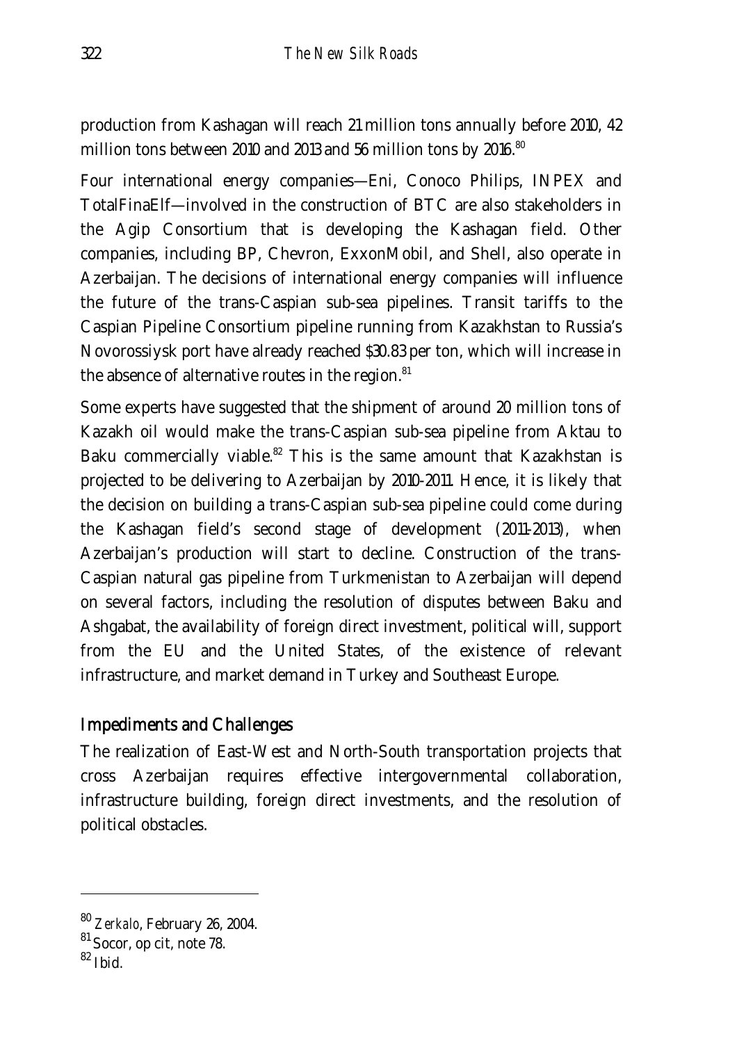production from Kashagan will reach 21 million tons annually before 2010, 42 million tons between 2010 and 2013 and 56 million tons by 2016.[80]

Four international energy companies—Eni, Conoco Philips, INPEX and TotalFinaElf—involved in the construction of BTC are also stakeholders in the Agip Consortium that is developing the Kashagan field. Other companies, including BP, Chevron, ExxonMobil, and Shell, also operate in Azerbaijan. The decisions of international energy companies will influence the future of the trans-Caspian sub-sea pipelines. Transit tariffs to the Caspian Pipeline Consortium pipeline running from Kazakhstan to Russia's Novorossiysk port have already reached $30.83 per ton, which will increase in the absence of alternative routes in the region.[81]

Some experts have suggested that the shipment of around 20 million tons of Kazakh oil would make the trans-Caspian sub-sea pipeline from Aktau to Baku commercially viable.[82] This is the same amount that Kazakhstan is projected to be delivering to Azerbaijan by 2010-2011. Hence, it is likely that the decision on building a trans-Caspian sub-sea pipeline could come during the Kashagan field's second stage of development (2011-2013), when Azerbaijan's production will start to decline. Construction of the trans-Caspian natural gas pipeline from Turkmenistan to Azerbaijan will depend on several factors, including the resolution of disputes between Baku and Ashgabat, the availability of foreign direct investment, political will, support from the EU and the United States, of the existence of relevant infrastructure, and market demand in Turkey and Southeast Europe.

## Impediments and Challenges

The realization of East-West and North-South transportation projects that cross Azerbaijan requires effective intergovernmental collaboration, infrastructure building, foreign direct investments, and the resolution of political obstacles.

---

[80] *Zerkalo*, February 26, 2004.

[81] Socor, op cit, note 78.

[82] Ibid.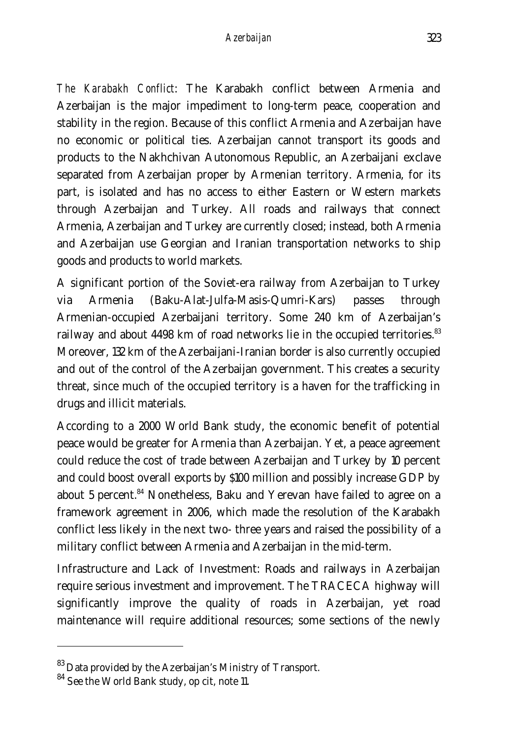*The Karabakh Conflict*: The Karabakh conflict between Armenia and Azerbaijan is the major impediment to long-term peace, cooperation and stability in the region. Because of this conflict Armenia and Azerbaijan have no economic or political ties. Azerbaijan cannot transport its goods and products to the Nakhchivan Autonomous Republic, an Azerbaijani exclave separated from Azerbaijan proper by Armenian territory. Armenia, for its part, is isolated and has no access to either Eastern or Western markets through Azerbaijan and Turkey. All roads and railways that connect Armenia, Azerbaijan and Turkey are currently closed; instead, both Armenia and Azerbaijan use Georgian and Iranian transportation networks to ship goods and products to world markets.

A significant portion of the Soviet-era railway from Azerbaijan to Turkey via Armenia (Baku-Alat-Julfa-Masis-Qumri-Kars) passes through Armenian-occupied Azerbaijani territory. Some 240 km of Azerbaijan's railway and about 4498 km of road networks lie in the occupied territories.[83] Moreover, 132 km of the Azerbaijani-Iranian border is also currently occupied and out of the control of the Azerbaijan government. This creates a security threat, since much of the occupied territory is a haven for the trafficking in drugs and illicit materials.

According to a 2000 World Bank study, the economic benefit of potential peace would be greater for Armenia than Azerbaijan. Yet, a peace agreement could reduce the cost of trade between Azerbaijan and Turkey by 10 percent and could boost overall exports by $100 million and possibly increase GDP by about 5 percent.[84] Nonetheless, Baku and Yerevan have failed to agree on a framework agreement in 2006, which made the resolution of the Karabakh conflict less likely in the next two- three years and raised the possibility of a military conflict between Armenia and Azerbaijan in the mid-term.

Infrastructure and Lack of Investment: Roads and railways in Azerbaijan require serious investment and improvement. The TRACECA highway will significantly improve the quality of roads in Azerbaijan, yet road maintenance will require additional resources; some sections of the newly

---

[83] Data provided by the Azerbaijan's Ministry of Transport.

[84] See the World Bank study, op cit, note 11.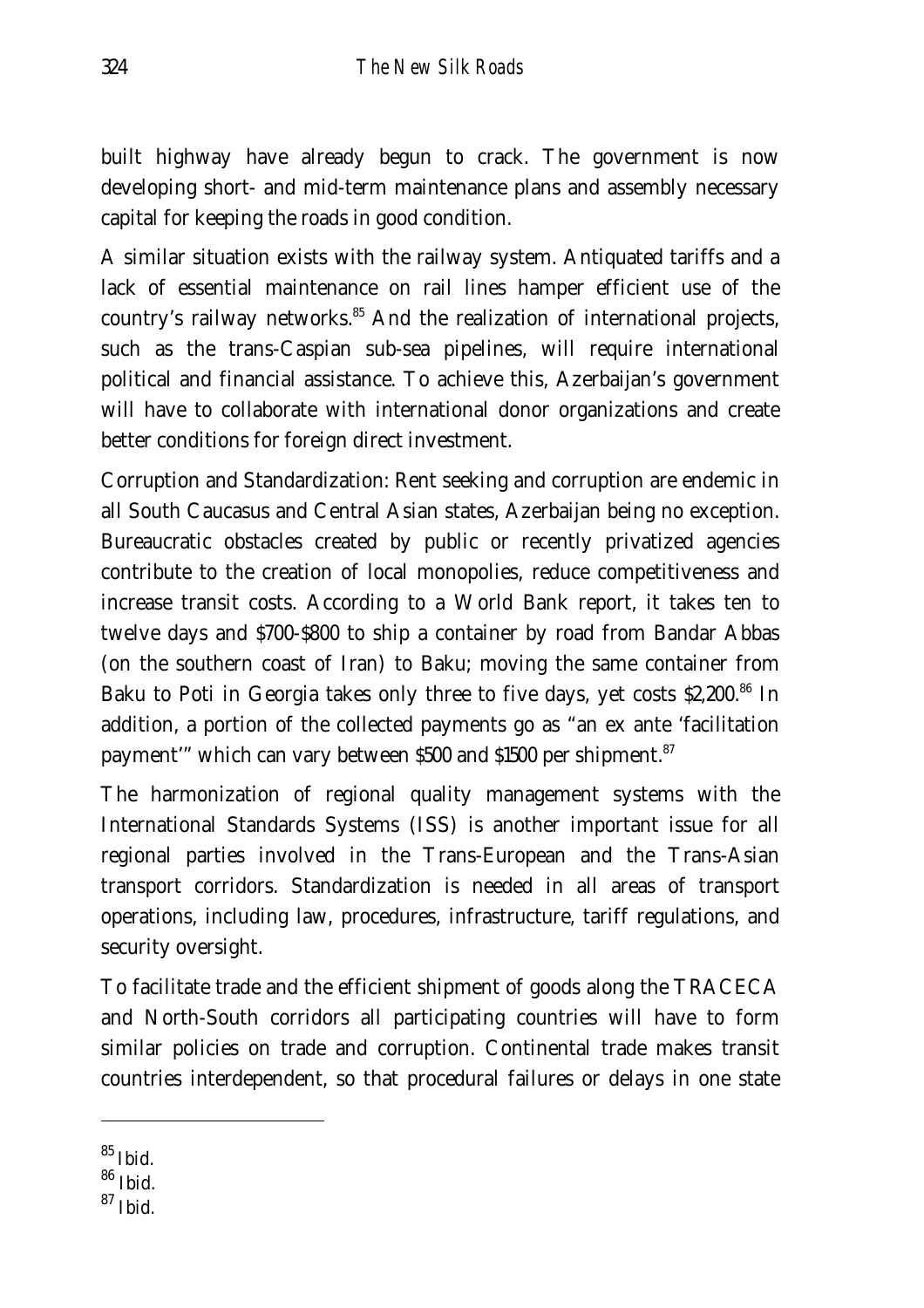built highway have already begun to crack. The government is now developing short- and mid-term maintenance plans and assembly necessary capital for keeping the roads in good condition.

A similar situation exists with the railway system. Antiquated tariffs and a lack of essential maintenance on rail lines hamper efficient use of the country's railway networks.[85] And the realization of international projects, such as the trans-Caspian sub-sea pipelines, will require international political and financial assistance. To achieve this, Azerbaijan's government will have to collaborate with international donor organizations and create better conditions for foreign direct investment.

Corruption and Standardization: Rent seeking and corruption are endemic in all South Caucasus and Central Asian states, Azerbaijan being no exception. Bureaucratic obstacles created by public or recently privatized agencies contribute to the creation of local monopolies, reduce competitiveness and increase transit costs. According to a World Bank report, it takes ten to twelve days and $700-$800 to ship a container by road from Bandar Abbas (on the southern coast of Iran) to Baku; moving the same container from Baku to Poti in Georgia takes only three to five days, yet costs $2,200.[86] In addition, a portion of the collected payments go as "an ex ante 'facilitation payment'" which can vary between $500 and $1500 per shipment.[87]

The harmonization of regional quality management systems with the International Standards Systems (ISS) is another important issue for all regional parties involved in the Trans-European and the Trans-Asian transport corridors. Standardization is needed in all areas of transport operations, including law, procedures, infrastructure, tariff regulations, and security oversight.

To facilitate trade and the efficient shipment of goods along the TRACECA and North-South corridors all participating countries will have to form similar policies on trade and corruption. Continental trade makes transit countries interdependent, so that procedural failures or delays in one state

---

[85] Ibid.

[86] Ibid.

[87] Ibid.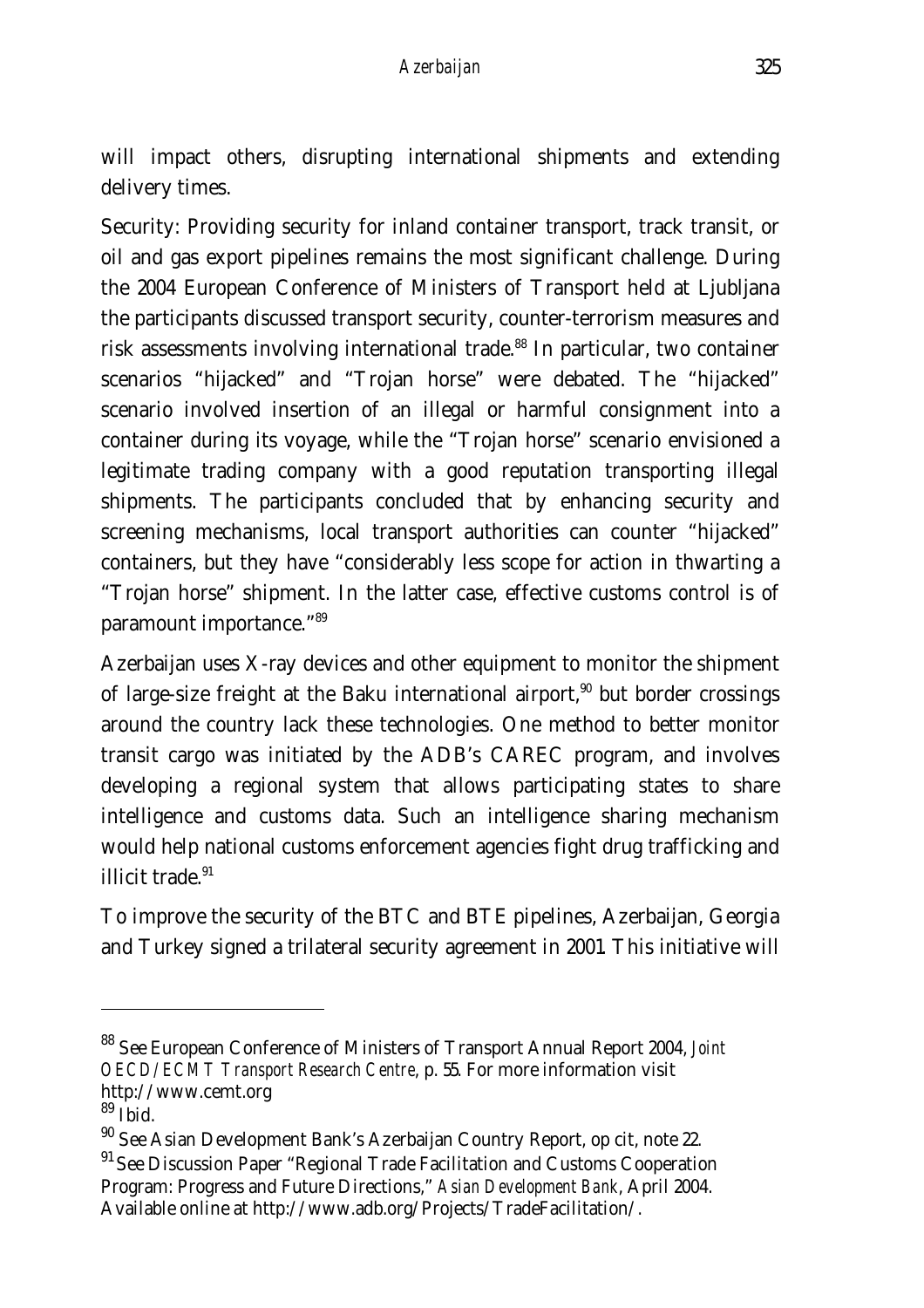will impact others, disrupting international shipments and extending delivery times.

Security: Providing security for inland container transport, track transit, or oil and gas export pipelines remains the most significant challenge. During the 2004 European Conference of Ministers of Transport held at Ljubljana the participants discussed transport security, counter-terrorism measures and risk assessments involving international trade.[88] In particular, two container scenarios "hijacked" and "Trojan horse" were debated. The "hijacked" scenario involved insertion of an illegal or harmful consignment into a container during its voyage, while the "Trojan horse" scenario envisioned a legitimate trading company with a good reputation transporting illegal shipments. The participants concluded that by enhancing security and screening mechanisms, local transport authorities can counter "hijacked" containers, but they have "considerably less scope for action in thwarting a "Trojan horse" shipment. In the latter case, effective customs control is of paramount importance."[89]

Azerbaijan uses X-ray devices and other equipment to monitor the shipment of large-size freight at the Baku international airport,[90] but border crossings around the country lack these technologies. One method to better monitor transit cargo was initiated by the ADB's CAREC program, and involves developing a regional system that allows participating states to share intelligence and customs data. Such an intelligence sharing mechanism would help national customs enforcement agencies fight drug trafficking and illicit trade.[91]

To improve the security of the BTC and BTE pipelines, Azerbaijan, Georgia and Turkey signed a trilateral security agreement in 2001. This initiative will

---

[88] See European Conference of Ministers of Transport Annual Report 2004, *Joint OECD/ECMT Transport Research Centre*, p. 55. For more information visit http://www.cemt.org

[89] Ibid.

[90] See Asian Development Bank's Azerbaijan Country Report, op cit, note 22.

[91] See Discussion Paper "Regional Trade Facilitation and Customs Cooperation Program: Progress and Future Directions," *Asian Development Bank*, April 2004. Available online at http://www.adb.org/Projects/TradeFacilitation/.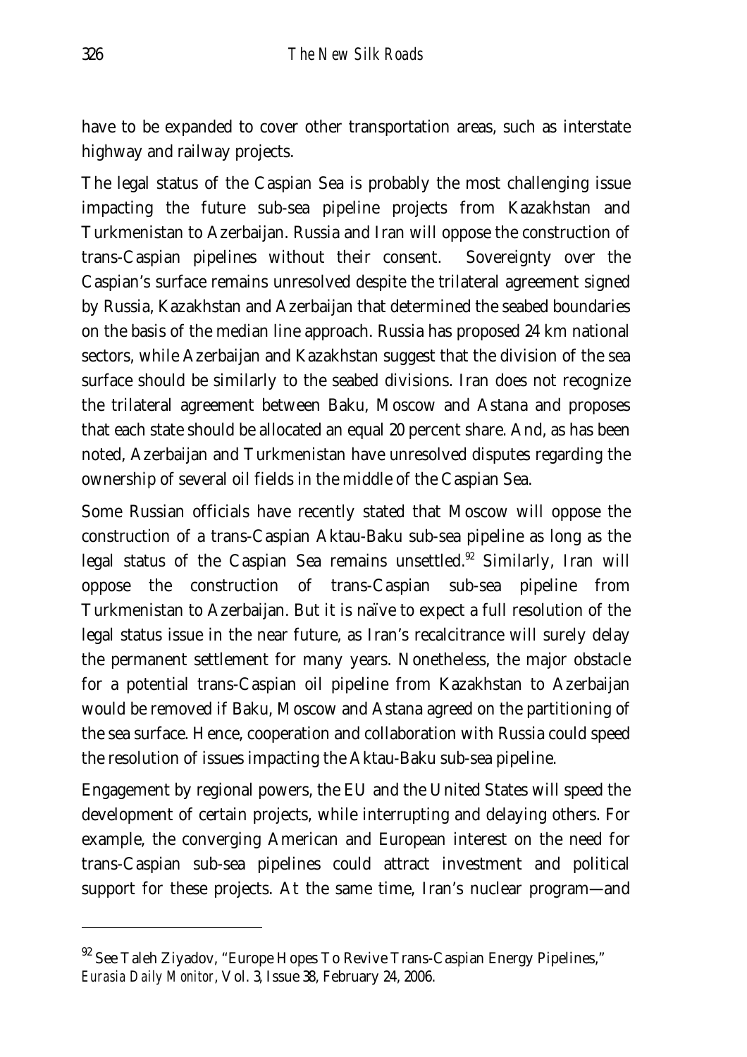have to be expanded to cover other transportation areas, such as interstate highway and railway projects.

The legal status of the Caspian Sea is probably the most challenging issue impacting the future sub-sea pipeline projects from Kazakhstan and Turkmenistan to Azerbaijan. Russia and Iran will oppose the construction of trans-Caspian pipelines without their consent. Sovereignty over the Caspian's surface remains unresolved despite the trilateral agreement signed by Russia, Kazakhstan and Azerbaijan that determined the seabed boundaries on the basis of the median line approach. Russia has proposed 24 km national sectors, while Azerbaijan and Kazakhstan suggest that the division of the sea surface should be similarly to the seabed divisions. Iran does not recognize the trilateral agreement between Baku, Moscow and Astana and proposes that each state should be allocated an equal 20 percent share. And, as has been noted, Azerbaijan and Turkmenistan have unresolved disputes regarding the ownership of several oil fields in the middle of the Caspian Sea.

Some Russian officials have recently stated that Moscow will oppose the construction of a trans-Caspian Aktau-Baku sub-sea pipeline as long as the legal status of the Caspian Sea remains unsettled.[92] Similarly, Iran will oppose the construction of trans-Caspian sub-sea pipeline from Turkmenistan to Azerbaijan. But it is naïve to expect a full resolution of the legal status issue in the near future, as Iran's recalcitrance will surely delay the permanent settlement for many years. Nonetheless, the major obstacle for a potential trans-Caspian oil pipeline from Kazakhstan to Azerbaijan would be removed if Baku, Moscow and Astana agreed on the partitioning of the sea surface. Hence, cooperation and collaboration with Russia could speed the resolution of issues impacting the Aktau-Baku sub-sea pipeline.

Engagement by regional powers, the EU and the United States will speed the development of certain projects, while interrupting and delaying others. For example, the converging American and European interest on the need for trans-Caspian sub-sea pipelines could attract investment and political support for these projects. At the same time, Iran's nuclear program—and

[92] See Taleh Ziyadov, "Europe Hopes To Revive Trans-Caspian Energy Pipelines," *Eurasia Daily Monitor*, Vol. 3, Issue 38, February 24, 2006.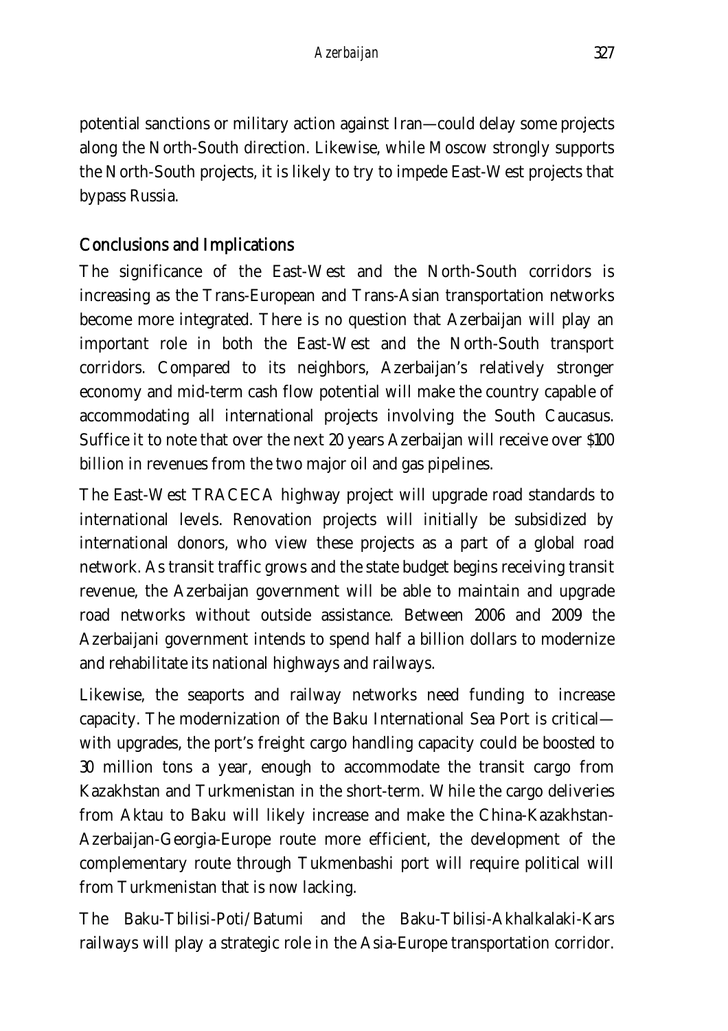potential sanctions or military action against Iran—could delay some projects along the North-South direction. Likewise, while Moscow strongly supports the North-South projects, it is likely to try to impede East-West projects that bypass Russia.

## Conclusions and Implications

The significance of the East-West and the North-South corridors is increasing as the Trans-European and Trans-Asian transportation networks become more integrated. There is no question that Azerbaijan will play an important role in both the East-West and the North-South transport corridors. Compared to its neighbors, Azerbaijan's relatively stronger economy and mid-term cash flow potential will make the country capable of accommodating all international projects involving the South Caucasus. Suffice it to note that over the next 20 years Azerbaijan will receive over $100 billion in revenues from the two major oil and gas pipelines.

The East-West TRACECA highway project will upgrade road standards to international levels. Renovation projects will initially be subsidized by international donors, who view these projects as a part of a global road network. As transit traffic grows and the state budget begins receiving transit revenue, the Azerbaijan government will be able to maintain and upgrade road networks without outside assistance. Between 2006 and 2009 the Azerbaijani government intends to spend half a billion dollars to modernize and rehabilitate its national highways and railways.

Likewise, the seaports and railway networks need funding to increase capacity. The modernization of the Baku International Sea Port is critical—with upgrades, the port's freight cargo handling capacity could be boosted to 30 million tons a year, enough to accommodate the transit cargo from Kazakhstan and Turkmenistan in the short-term. While the cargo deliveries from Aktau to Baku will likely increase and make the China-Kazakhstan-Azerbaijan-Georgia-Europe route more efficient, the development of the complementary route through Tukmenbashi port will require political will from Turkmenistan that is now lacking.

The Baku-Tbilisi-Poti/Batumi and the Baku-Tbilisi-Akhalkalaki-Kars railways will play a strategic role in the Asia-Europe transportation corridor.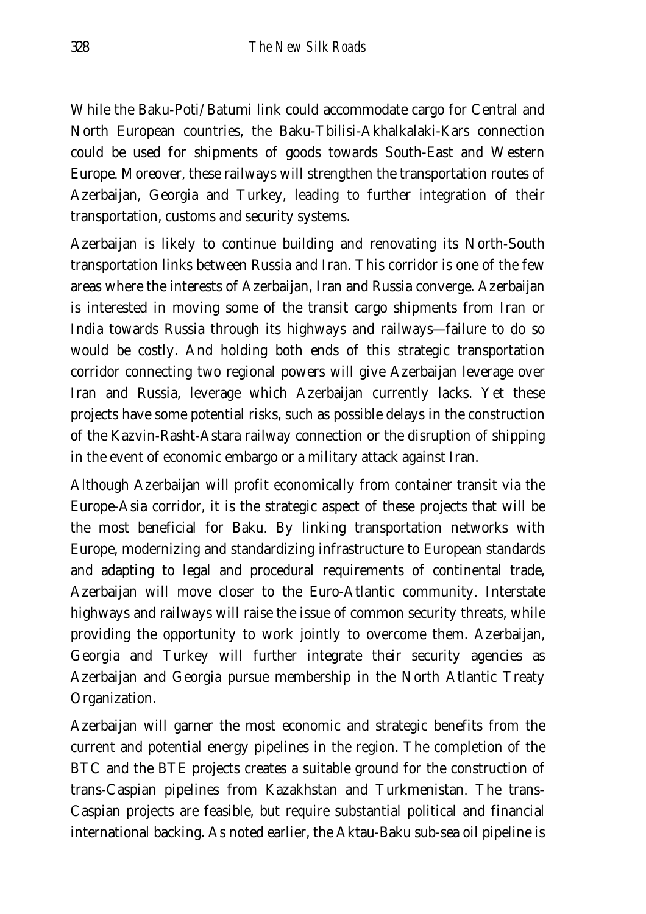While the Baku-Poti/Batumi link could accommodate cargo for Central and North European countries, the Baku-Tbilisi-Akhalkalaki-Kars connection could be used for shipments of goods towards South-East and Western Europe. Moreover, these railways will strengthen the transportation routes of Azerbaijan, Georgia and Turkey, leading to further integration of their transportation, customs and security systems.

Azerbaijan is likely to continue building and renovating its North-South transportation links between Russia and Iran. This corridor is one of the few areas where the interests of Azerbaijan, Iran and Russia converge. Azerbaijan is interested in moving some of the transit cargo shipments from Iran or India towards Russia through its highways and railways—failure to do so would be costly. And holding both ends of this strategic transportation corridor connecting two regional powers will give Azerbaijan leverage over Iran and Russia, leverage which Azerbaijan currently lacks. Yet these projects have some potential risks, such as possible delays in the construction of the Kazvin-Rasht-Astara railway connection or the disruption of shipping in the event of economic embargo or a military attack against Iran.

Although Azerbaijan will profit economically from container transit via the Europe-Asia corridor, it is the strategic aspect of these projects that will be the most beneficial for Baku. By linking transportation networks with Europe, modernizing and standardizing infrastructure to European standards and adapting to legal and procedural requirements of continental trade, Azerbaijan will move closer to the Euro-Atlantic community. Interstate highways and railways will raise the issue of common security threats, while providing the opportunity to work jointly to overcome them. Azerbaijan, Georgia and Turkey will further integrate their security agencies as Azerbaijan and Georgia pursue membership in the North Atlantic Treaty Organization.

Azerbaijan will garner the most economic and strategic benefits from the current and potential energy pipelines in the region. The completion of the BTC and the BTE projects creates a suitable ground for the construction of trans-Caspian pipelines from Kazakhstan and Turkmenistan. The trans-Caspian projects are feasible, but require substantial political and financial international backing. As noted earlier, the Aktau-Baku sub-sea oil pipeline is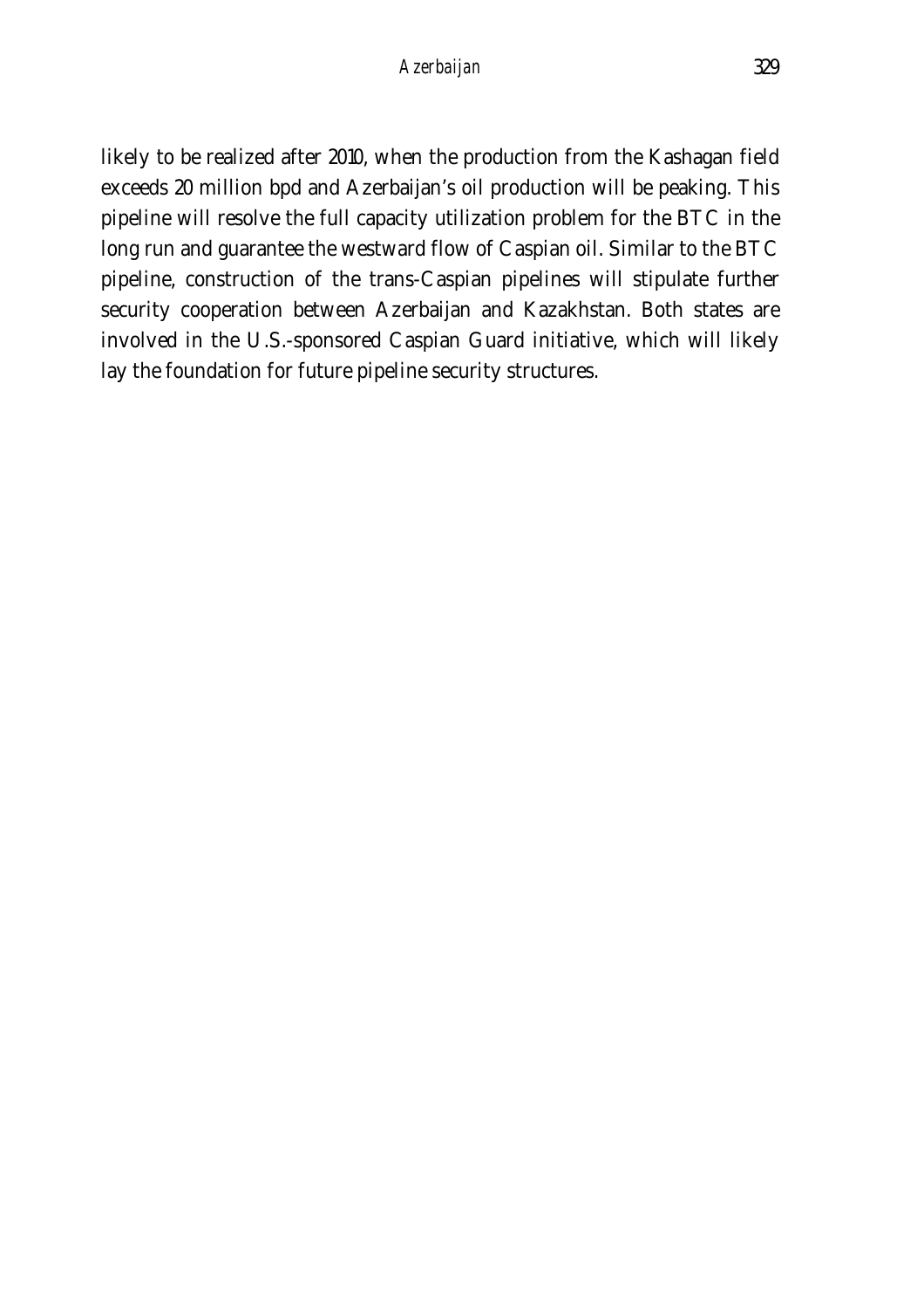likely to be realized after 2010, when the production from the Kashagan field exceeds 20 million bpd and Azerbaijan's oil production will be peaking. This pipeline will resolve the full capacity utilization problem for the BTC in the long run and guarantee the westward flow of Caspian oil. Similar to the BTC pipeline, construction of the trans-Caspian pipelines will stipulate further security cooperation between Azerbaijan and Kazakhstan. Both states are involved in the U.S.-sponsored Caspian Guard initiative, which will likely lay the foundation for future pipeline security structures.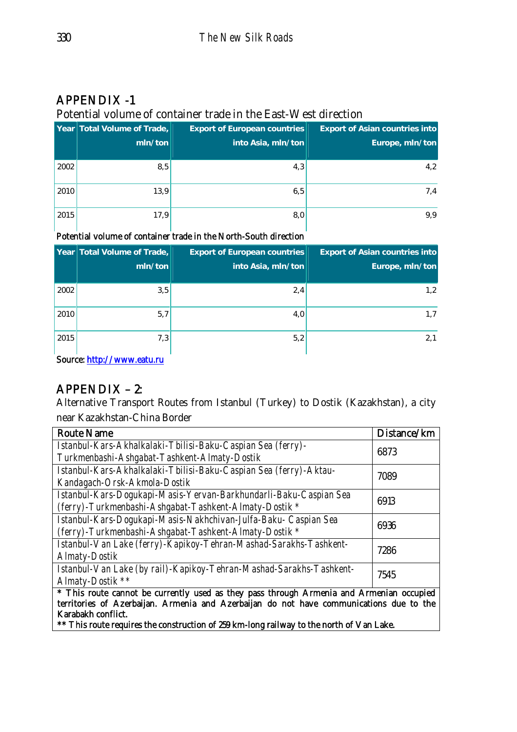## APPENDIX -1

Potential volume of container trade in the East-West direction

| Year | Total Volume of Trade, mln/ton | Export of European countries into Asia, mln/ton | Export of Asian countries into Europe, mln/ton |
|---|---|---|---|
| 2002 | 8,5 | 4,3 | 4,2 |
| 2010 | 13,9 | 6,5 | 7,4 |
| 2015 | 17,9 | 8,0 | 9,9 |

Potential volume of container trade in the North-South direction

| Year | Total Volume of Trade, mln/ton | Export of European countries into Asia, mln/ton | Export of Asian countries into Europe, mln/ton |
|---|---|---|---|
| 2002 | 3,5 | 2,4 | 1,2 |
| 2010 | 5,7 | 4,0 | 1,7 |
| 2015 | 7,3 | 5,2 | 2,1 |

Source: [http://www.eatu.ru](http://www.eatu.ru)

## APPENDIX – 2:

Alternative Transport Routes from Istanbul (Turkey) to Dostik (Kazakhstan), a city near Kazakhstan-China Border

| Route Name | Distance/km |
|---|---|
| Istanbul-Kars-Akhalkalaki-Tbilisi-Baku-Caspian Sea (ferry)-Turkmenbashi-Ashgabat-Tashkent-Almaty-Dostik | 6873 |
| Istanbul-Kars-Akhalkalaki-Tbilisi-Baku-Caspian Sea (ferry)-Aktau-Kandagach-Orsk-Akmola-Dostik | 7089 |
| Istanbul-Kars-Dogukapi-Masis-Yervan-Barkhundarli-Baku-Caspian Sea (ferry)-Turkmenbashi-Ashgabat-Tashkent-Almaty-Dostik * | 6913 |
| Istanbul-Kars-Dogukapi-Masis-Nakhchivan-Julfa-Baku- Caspian Sea (ferry)-Turkmenbashi-Ashgabat-Tashkent-Almaty-Dostik * | 6936 |
| Istanbul-Van Lake (ferry)-Kapikoy-Tehran-Mashad-Sarakhs-Tashkent-Almaty-Dostik | 7286 |
| Istanbul-Van Lake (by rail)-Kapikoy-Tehran-Mashad-Sarakhs-Tashkent-Almaty-Dostik ** | 7545 |

* This route cannot be currently used as they pass through Armenia and Armenian occupied territories of Azerbaijan. Armenia and Azerbaijan do not have communications due to the Karabakh conflict.

** This route requires the construction of 259 km-long railway to the north of Van Lake.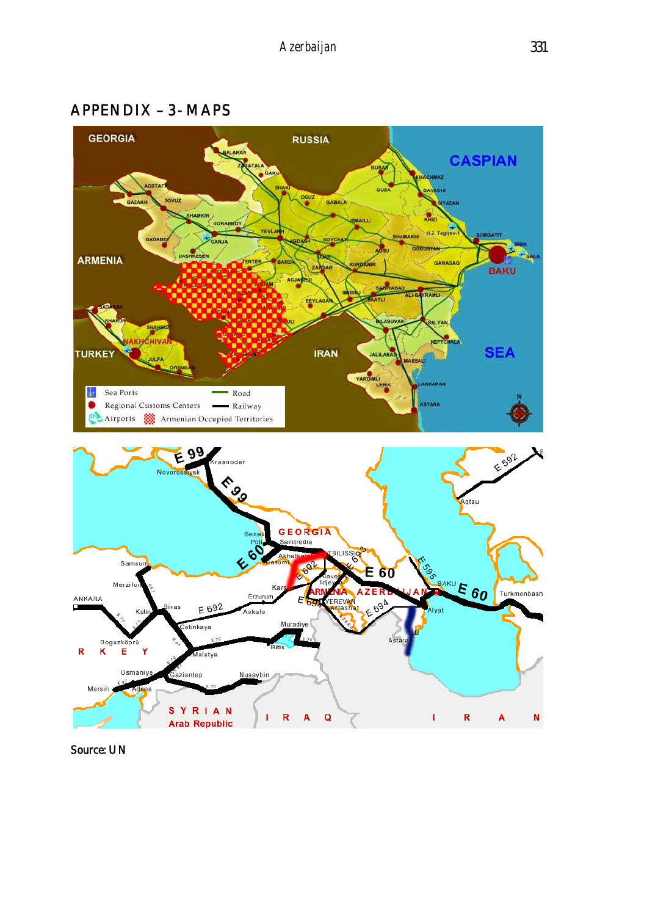## APPENDIX – 3- MAPS

Source: UN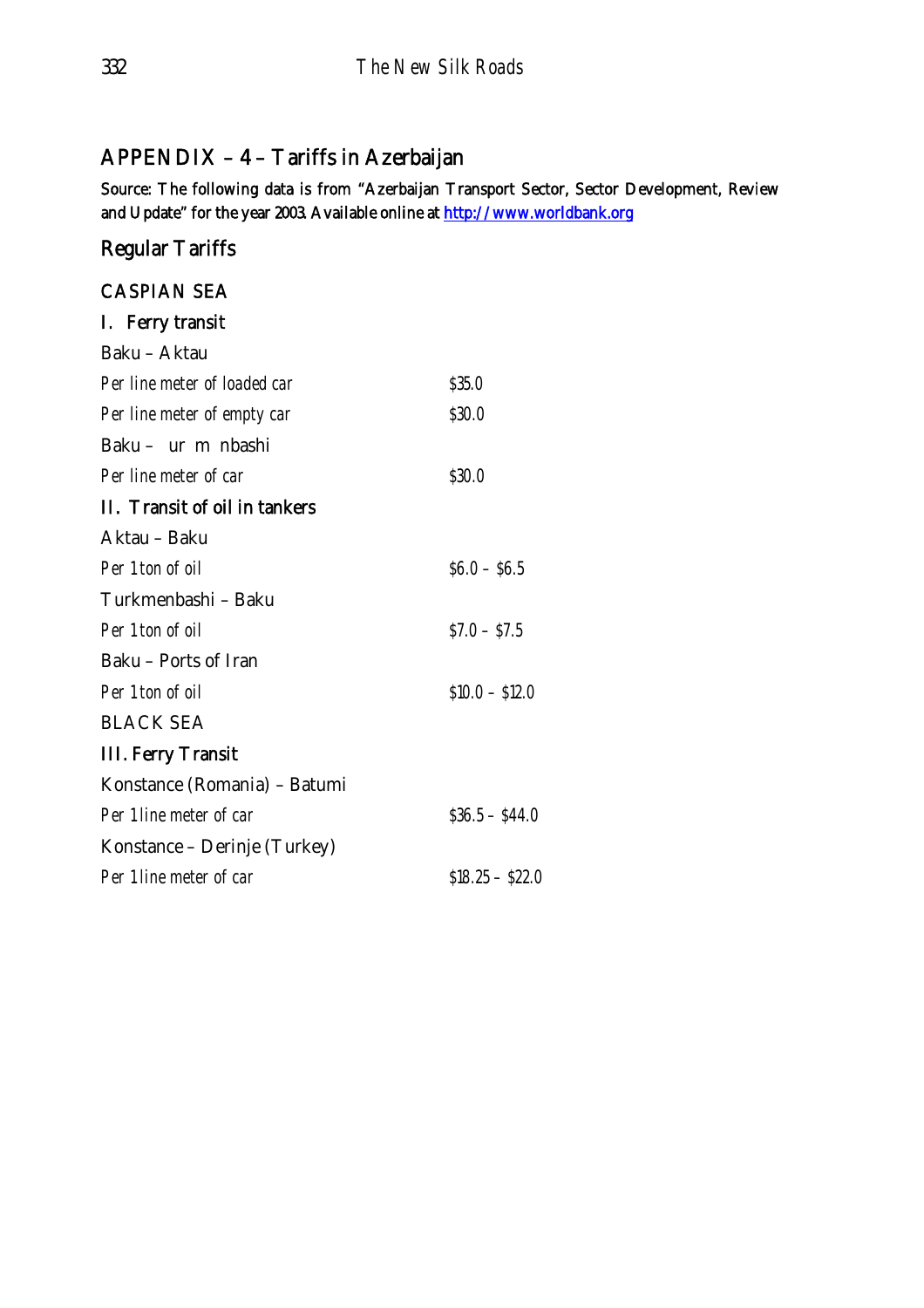## APPENDIX – 4 – Tariffs in Azerbaijan

Source: The following data is from "Azerbaijan Transport Sector, Sector Development, Review and Update" for the year 2003. Available online at http://www.worldbank.org

### Regular Tariffs

CASPIAN SEA

I. Ferry transit

Baku – Aktau

| | |
|---|---|
| *Per line meter of loaded car* | *$35.0* |
| *Per line meter of empty car* | *$30.0* |

Baku – ur m nbashi

| | |
|---|---|
| *Per line meter of car* | *$30.0* |

II. Transit of oil in tankers

Aktau – Baku

| | |
|---|---|
| *Per 1 ton of oil* | *$6.0 – $6.5* |

Turkmenbashi – Baku

| | |
|---|---|
| *Per 1 ton of oil* | *$7.0 – $7.5* |

Baku – Ports of Iran

| | |
|---|---|
| *Per 1 ton of oil* | *$10.0 – $12.0* |

BLACK SEA

III. Ferry Transit

Konstance (Romania) – Batumi

| | |
|---|---|
| *Per 1 line meter of car* | *$36.5 – $44.0* |

Konstance – Derinje (Turkey)

| | |
|---|---|
| *Per 1 line meter of car* | *$18.25 – $22.0* |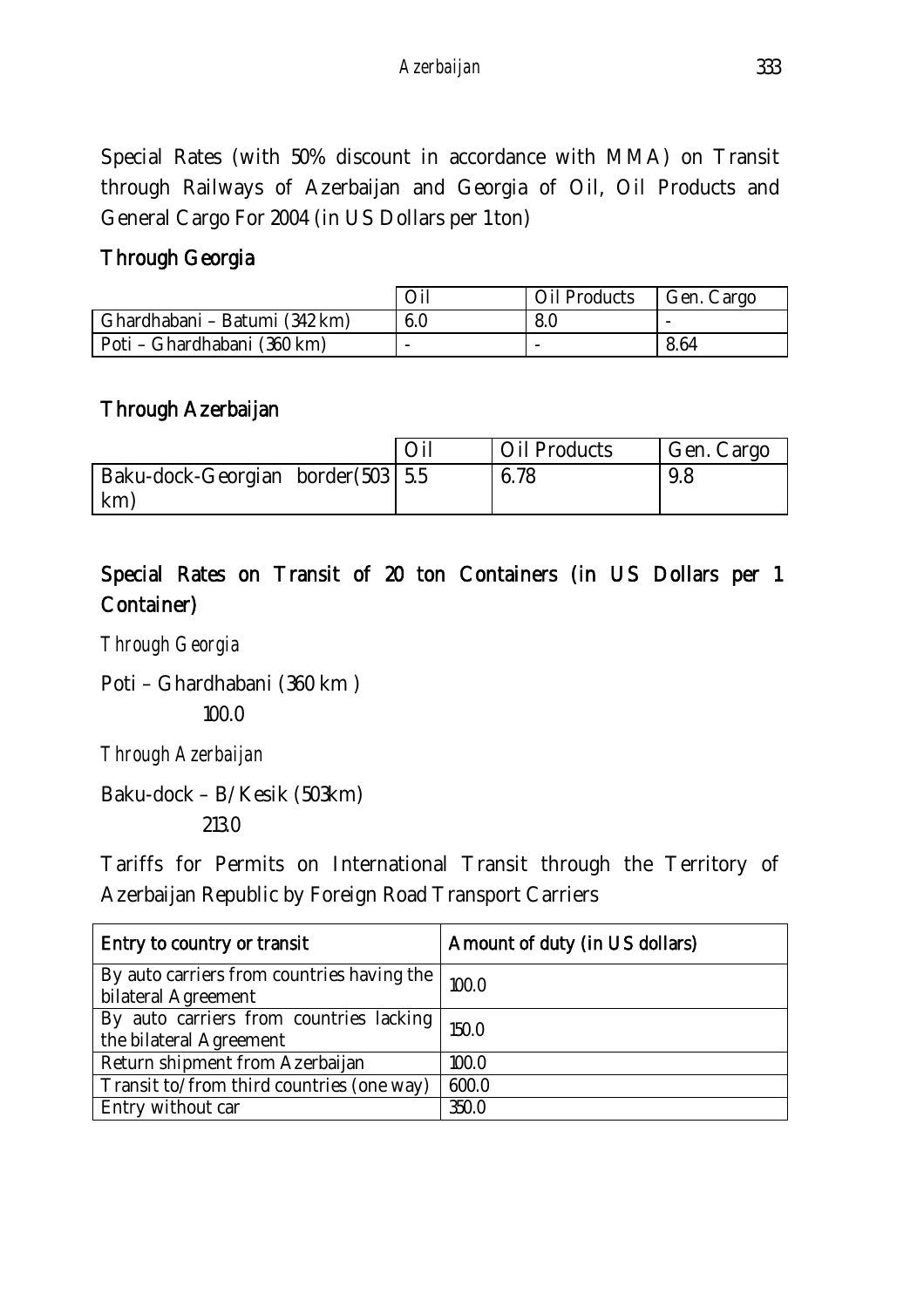Special Rates (with 50% discount in accordance with MMA) on Transit through Railways of Azerbaijan and Georgia of Oil, Oil Products and General Cargo For 2004 (in US Dollars per 1 ton)

**Through Georgia**

| | Oil | Oil Products | Gen. Cargo |
|---|---|---|---|
| Ghardhabani – Batumi (342 km) | 6.0 | 8.0 | - |
| Poti – Ghardhabani (360 km) | - | - | 8.64 |

**Through Azerbaijan**

| | Oil | Oil Products | Gen. Cargo |
|---|---|---|---|
| Baku-dock-Georgian border(503 km) | 5.5 | 6.78 | 9.8 |

**Special Rates on Transit of 20 ton Containers (in US Dollars per 1 Container)**

*Through Georgia*

Poti – Ghardhabani (360 km )

100.0

*Through Azerbaijan*

Baku-dock – B/Kesik (503km)

213.0

Tariffs for Permits on International Transit through the Territory of Azerbaijan Republic by Foreign Road Transport Carriers

| Entry to country or transit | Amount of duty (in US dollars) |
|---|---|
| By auto carriers from countries having the bilateral Agreement | 100.0 |
| By auto carriers from countries lacking the bilateral Agreement | 150.0 |
| Return shipment from Azerbaijan | 100.0 |
| Transit to/from third countries (one way) | 600.0 |
| Entry without car | 350.0 |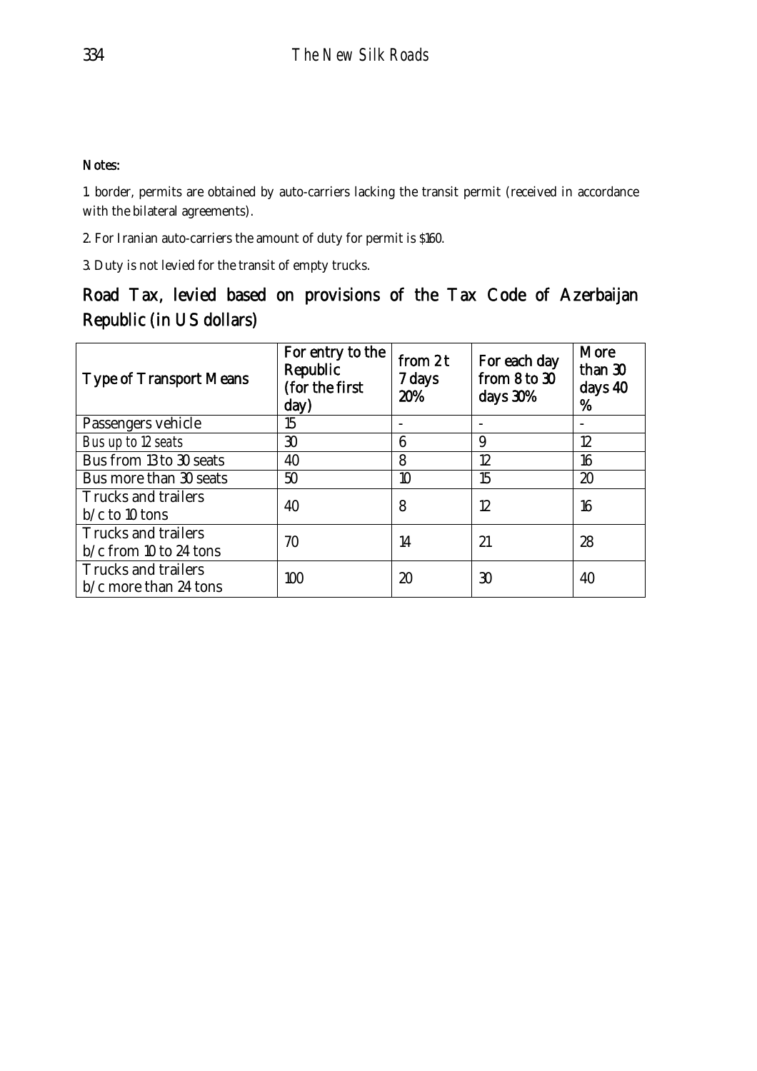**Notes:**

1. border, permits are obtained by auto-carriers lacking the transit permit (received in accordance with the bilateral agreements).

2. For Iranian auto-carriers the amount of duty for permit is $160.

3. Duty is not levied for the transit of empty trucks.

## Road Tax, levied based on provisions of the Tax Code of Azerbaijan Republic (in US dollars)

| Type of Transport Means | For entry to the Republic (for the first day) | from 2 t 7 days 20% | For each day from 8 to 30 days 30% | More than 30 days 40 % |
|---|---|---|---|---|
| Passengers vehicle | 15 | - | - | - |
| *Bus up to 12 seats* | 30 | 6 | 9 | 12 |
| Bus from 13 to 30 seats | 40 | 8 | 12 | 16 |
| Bus more than 30 seats | 50 | 10 | 15 | 20 |
| Trucks and trailers b/c to 10 tons | 40 | 8 | 12 | 16 |
| Trucks and trailers b/c from 10 to 24 tons | 70 | 14 | 21 | 28 |
| Trucks and trailers b/c more than 24 tons | 100 | 20 | 30 | 40 |